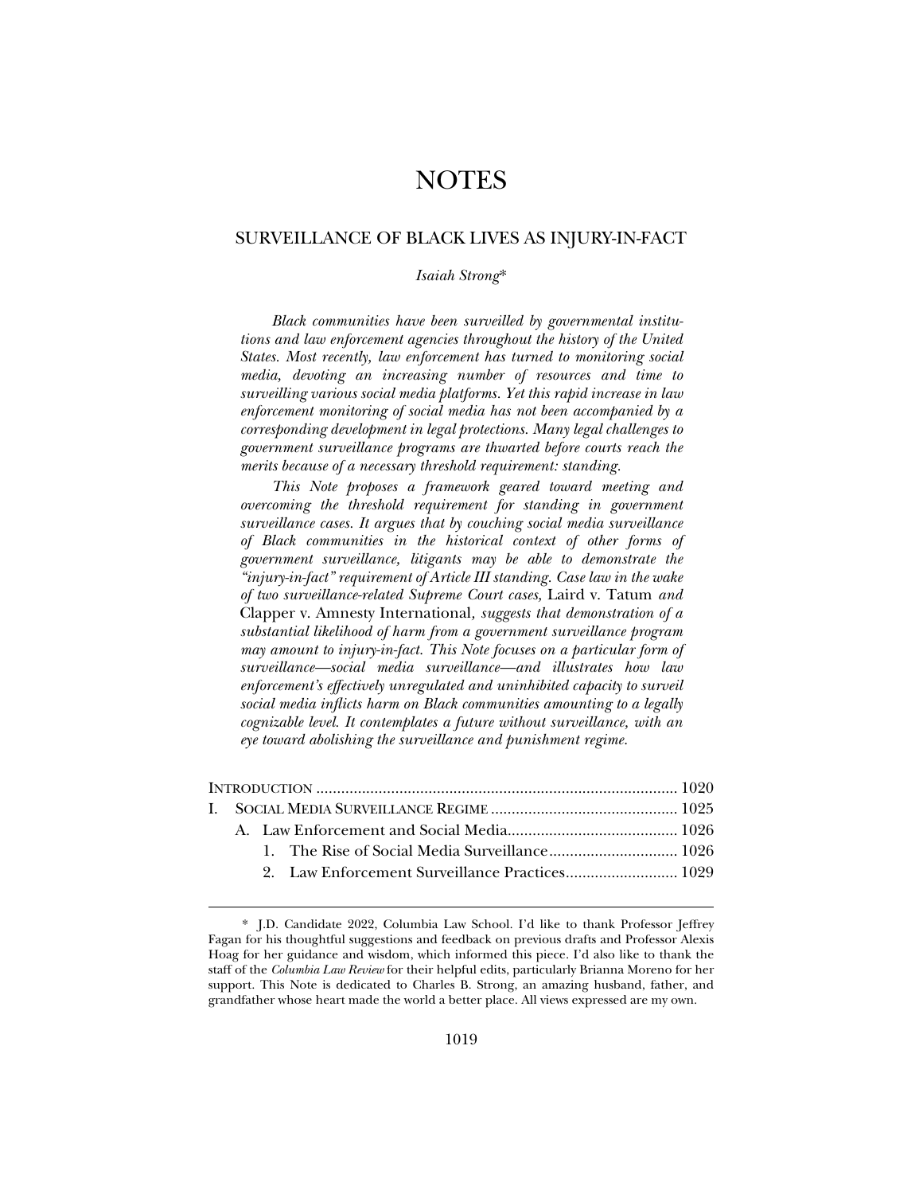# NOTES

## SURVEILLANCE OF BLACK LIVES AS INJURY-IN-FACT

*Isaiah Strong**

*Black communities have been surveilled by governmental institutions and law enforcement agencies throughout the history of the United States. Most recently, law enforcement has turned to monitoring social media, devoting an increasing number of resources and time to surveilling various social media platforms. Yet this rapid increase in law enforcement monitoring of social media has not been accompanied by a corresponding development in legal protections. Many legal challenges to government surveillance programs are thwarted before courts reach the merits because of a necessary threshold requirement: standing.*

*This Note proposes a framework geared toward meeting and overcoming the threshold requirement for standing in government surveillance cases. It argues that by couching social media surveillance of Black communities in the historical context of other forms of government surveillance, litigants may be able to demonstrate the "injury-in-fact" requirement of Article III standing. Case law in the wake of two surveillance-related Supreme Court cases,* Laird v. Tatum *and* Clapper v. Amnesty International*, suggests that demonstration of a substantial likelihood of harm from a government surveillance program may amount to injury-in-fact. This Note focuses on a particular form of surveillance—social media surveillance—and illustrates how law enforcement's effectively unregulated and uninhibited capacity to surveil social media inflicts harm on Black communities amounting to a legally cognizable level. It contemplates a future without surveillance, with an eye toward abolishing the surveillance and punishment regime.*

INTRODUCTION ........................................................................................ 1020
I. SOCIAL MEDIA SURVEILLANCE REGIME ............................................. 1025
A. Law Enforcement and Social Media.......................................... 1026
1. The Rise of Social Media Surveillance............................... 1026
2. Law Enforcement Surveillance Practices........................... 1029

\* J.D. Candidate 2022, Columbia Law School. I'd like to thank Professor Jeffrey Fagan for his thoughtful suggestions and feedback on previous drafts and Professor Alexis Hoag for her guidance and wisdom, which informed this piece. I'd also like to thank the staff of the *Columbia Law Review* for their helpful edits, particularly Brianna Moreno for her support. This Note is dedicated to Charles B. Strong, an amazing husband, father, and grandfather whose heart made the world a better place. All views expressed are my own.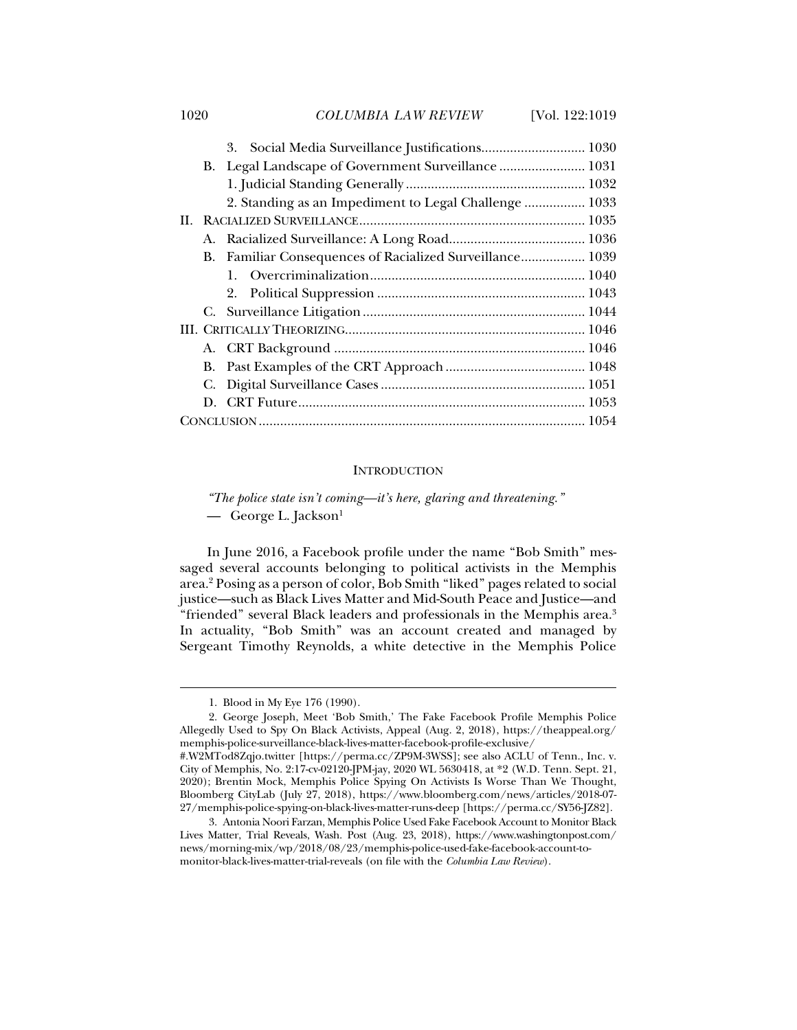3. Social Media Surveillance Justifications............................. 1030

B. Legal Landscape of Government Surveillance ........................ 1031

1. Judicial Standing Generally .................................................. 1032

2. Standing as an Impediment to Legal Challenge ................. 1033

II. RACIALIZED SURVEILLANCE............................................................... 1035

A. Racialized Surveillance: A Long Road...................................... 1036

B. Familiar Consequences of Racialized Surveillance.................. 1039

1. Overcriminalization........................................................... 1040

2. Political Suppression .......................................................... 1043

C. Surveillance Litigation ............................................................. 1044

III. CRITICALLY THEORIZING.................................................................. 1046

A. CRT Background ..................................................................... 1046

B. Past Examples of the CRT Approach ....................................... 1048

C. Digital Surveillance Cases ......................................................... 1051

D. CRT Future............................................................................... 1053

CONCLUSION ........................................................................................... 1054

## INTRODUCTION

*"The police state isn't coming—it's here, glaring and threatening."*
— George L. Jackson[1]

In June 2016, a Facebook profile under the name "Bob Smith" messaged several accounts belonging to political activists in the Memphis area.[2] Posing as a person of color, Bob Smith "liked" pages related to social justice—such as Black Lives Matter and Mid-South Peace and Justice—and "friended" several Black leaders and professionals in the Memphis area.[3] In actuality, "Bob Smith" was an account created and managed by Sergeant Timothy Reynolds, a white detective in the Memphis Police

---

1. Blood in My Eye 176 (1990).

2. George Joseph, Meet 'Bob Smith,' The Fake Facebook Profile Memphis Police Allegedly Used to Spy On Black Activists, Appeal (Aug. 2, 2018), https://theappeal.org/memphis-police-surveillance-black-lives-matter-facebook-profile-exclusive/#.W2MTod8Zqjo.twitter [https://perma.cc/ZP9M-3WSS]; see also ACLU of Tenn., Inc. v. City of Memphis, No. 2:17-cv-02120-JPM-jay, 2020 WL 5630418, at *2 (W.D. Tenn. Sept. 21, 2020); Brentin Mock, Memphis Police Spying On Activists Is Worse Than We Thought, Bloomberg CityLab (July 27, 2018), https://www.bloomberg.com/news/articles/2018-07-27/memphis-police-spying-on-black-lives-matter-runs-deep [https://perma.cc/SY56-JZ82].

3. Antonia Noori Farzan, Memphis Police Used Fake Facebook Account to Monitor Black Lives Matter, Trial Reveals, Wash. Post (Aug. 23, 2018), https://www.washingtonpost.com/news/morning-mix/wp/2018/08/23/memphis-police-used-fake-facebook-account-to-monitor-black-lives-matter-trial-reveals (on file with the *Columbia Law Review*).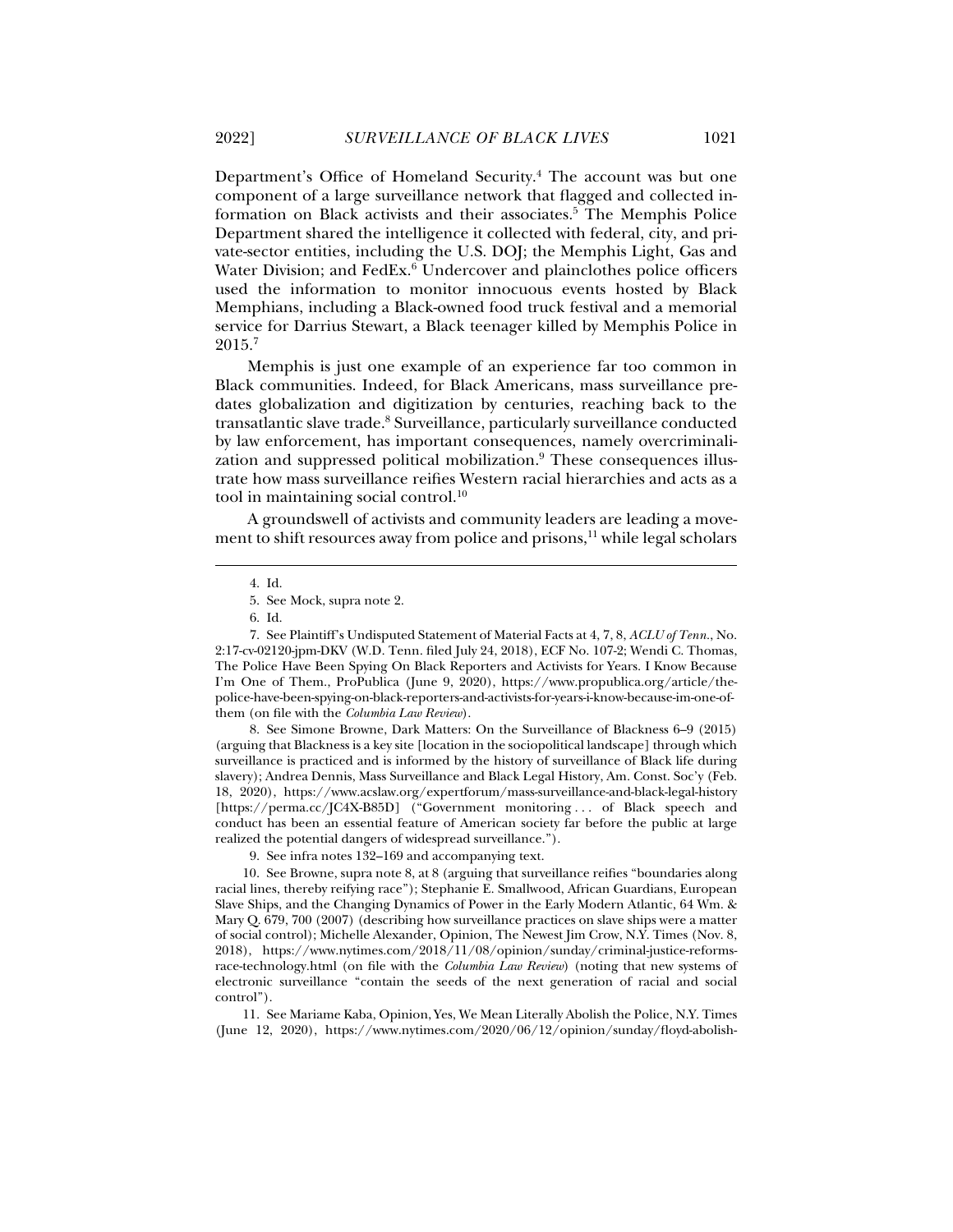Department's Office of Homeland Security.[4] The account was but one component of a large surveillance network that flagged and collected information on Black activists and their associates.[5] The Memphis Police Department shared the intelligence it collected with federal, city, and private-sector entities, including the U.S. DOJ; the Memphis Light, Gas and Water Division; and FedEx.[6] Undercover and plainclothes police officers used the information to monitor innocuous events hosted by Black Memphians, including a Black-owned food truck festival and a memorial service for Darrius Stewart, a Black teenager killed by Memphis Police in 2015.[7]

Memphis is just one example of an experience far too common in Black communities. Indeed, for Black Americans, mass surveillance predates globalization and digitization by centuries, reaching back to the transatlantic slave trade.[8] Surveillance, particularly surveillance conducted by law enforcement, has important consequences, namely overcriminalization and suppressed political mobilization.[9] These consequences illustrate how mass surveillance reifies Western racial hierarchies and acts as a tool in maintaining social control.[10]

A groundswell of activists and community leaders are leading a movement to shift resources away from police and prisons,[11] while legal scholars

---

4. Id.

5. See Mock, supra note 2.

6. Id.

7. See Plaintiff's Undisputed Statement of Material Facts at 4, 7, 8, *ACLU of Tenn.*, No. 2:17-cv-02120-jpm-DKV (W.D. Tenn. filed July 24, 2018), ECF No. 107-2; Wendi C. Thomas, The Police Have Been Spying On Black Reporters and Activists for Years. I Know Because I'm One of Them., ProPublica (June 9, 2020), https://www.propublica.org/article/the-police-have-been-spying-on-black-reporters-and-activists-for-years-i-know-because-im-one-of-them (on file with the *Columbia Law Review*).

8. See Simone Browne, Dark Matters: On the Surveillance of Blackness 6–9 (2015) (arguing that Blackness is a key site [location in the sociopolitical landscape] through which surveillance is practiced and is informed by the history of surveillance of Black life during slavery); Andrea Dennis, Mass Surveillance and Black Legal History, Am. Const. Soc'y (Feb. 18, 2020), https://www.acslaw.org/expertforum/mass-surveillance-and-black-legal-history [https://perma.cc/JC4X-B85D] ("Government monitoring . . . of Black speech and conduct has been an essential feature of American society far before the public at large realized the potential dangers of widespread surveillance.").

9. See infra notes 132–169 and accompanying text.

10. See Browne, supra note 8, at 8 (arguing that surveillance reifies "boundaries along racial lines, thereby reifying race"); Stephanie E. Smallwood, African Guardians, European Slave Ships, and the Changing Dynamics of Power in the Early Modern Atlantic, 64 Wm. & Mary Q. 679, 700 (2007) (describing how surveillance practices on slave ships were a matter of social control); Michelle Alexander, Opinion, The Newest Jim Crow, N.Y. Times (Nov. 8, 2018), https://www.nytimes.com/2018/11/08/opinion/sunday/criminal-justice-reforms-race-technology.html (on file with the *Columbia Law Review*) (noting that new systems of electronic surveillance "contain the seeds of the next generation of racial and social control").

11. See Mariame Kaba, Opinion, Yes, We Mean Literally Abolish the Police, N.Y. Times (June 12, 2020), https://www.nytimes.com/2020/06/12/opinion/sunday/floyd-abolish-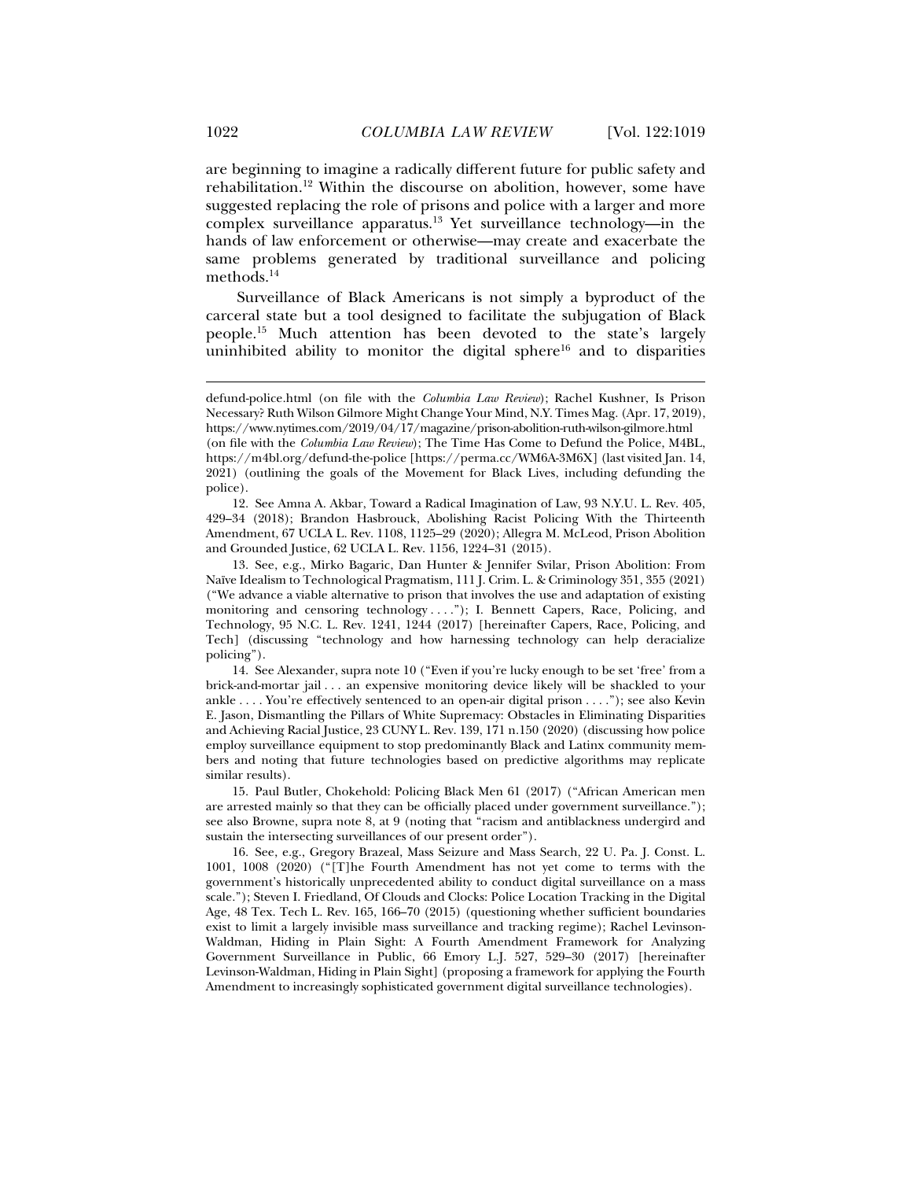are beginning to imagine a radically different future for public safety and rehabilitation.[12] Within the discourse on abolition, however, some have suggested replacing the role of prisons and police with a larger and more complex surveillance apparatus.[13] Yet surveillance technology—in the hands of law enforcement or otherwise—may create and exacerbate the same problems generated by traditional surveillance and policing methods.[14]

Surveillance of Black Americans is not simply a byproduct of the carceral state but a tool designed to facilitate the subjugation of Black people.[15] Much attention has been devoted to the state's largely uninhibited ability to monitor the digital sphere[16] and to disparities

---

defund-police.html (on file with the *Columbia Law Review*); Rachel Kushner, Is Prison Necessary? Ruth Wilson Gilmore Might Change Your Mind, N.Y. Times Mag. (Apr. 17, 2019), https://www.nytimes.com/2019/04/17/magazine/prison-abolition-ruth-wilson-gilmore.html (on file with the *Columbia Law Review*); The Time Has Come to Defund the Police, M4BL, https://m4bl.org/defund-the-police [https://perma.cc/WM6A-3M6X] (last visited Jan. 14, 2021) (outlining the goals of the Movement for Black Lives, including defunding the police).

12. See Amna A. Akbar, Toward a Radical Imagination of Law, 93 N.Y.U. L. Rev. 405, 429–34 (2018); Brandon Hasbrouck, Abolishing Racist Policing With the Thirteenth Amendment, 67 UCLA L. Rev. 1108, 1125–29 (2020); Allegra M. McLeod, Prison Abolition and Grounded Justice, 62 UCLA L. Rev. 1156, 1224–31 (2015).

13. See, e.g., Mirko Bagaric, Dan Hunter & Jennifer Svilar, Prison Abolition: From Naïve Idealism to Technological Pragmatism, 111 J. Crim. L. & Criminology 351, 355 (2021) ("We advance a viable alternative to prison that involves the use and adaptation of existing monitoring and censoring technology . . . ."); I. Bennett Capers, Race, Policing, and Technology, 95 N.C. L. Rev. 1241, 1244 (2017) [hereinafter Capers, Race, Policing, and Tech] (discussing "technology and how harnessing technology can help deracialize policing").

14. See Alexander, supra note 10 ("Even if you're lucky enough to be set 'free' from a brick-and-mortar jail . . . an expensive monitoring device likely will be shackled to your ankle . . . . You're effectively sentenced to an open-air digital prison . . . ."); see also Kevin E. Jason, Dismantling the Pillars of White Supremacy: Obstacles in Eliminating Disparities and Achieving Racial Justice, 23 CUNY L. Rev. 139, 171 n.150 (2020) (discussing how police employ surveillance equipment to stop predominantly Black and Latinx community members and noting that future technologies based on predictive algorithms may replicate similar results).

15. Paul Butler, Chokehold: Policing Black Men 61 (2017) ("African American men are arrested mainly so that they can be officially placed under government surveillance."); see also Browne, supra note 8, at 9 (noting that "racism and antiblackness undergird and sustain the intersecting surveillances of our present order").

16. See, e.g., Gregory Brazeal, Mass Seizure and Mass Search, 22 U. Pa. J. Const. L. 1001, 1008 (2020) ("[T]he Fourth Amendment has not yet come to terms with the government's historically unprecedented ability to conduct digital surveillance on a mass scale."); Steven I. Friedland, Of Clouds and Clocks: Police Location Tracking in the Digital Age, 48 Tex. Tech L. Rev. 165, 166–70 (2015) (questioning whether sufficient boundaries exist to limit a largely invisible mass surveillance and tracking regime); Rachel Levinson-Waldman, Hiding in Plain Sight: A Fourth Amendment Framework for Analyzing Government Surveillance in Public, 66 Emory L.J. 527, 529–30 (2017) [hereinafter Levinson-Waldman, Hiding in Plain Sight] (proposing a framework for applying the Fourth Amendment to increasingly sophisticated government digital surveillance technologies).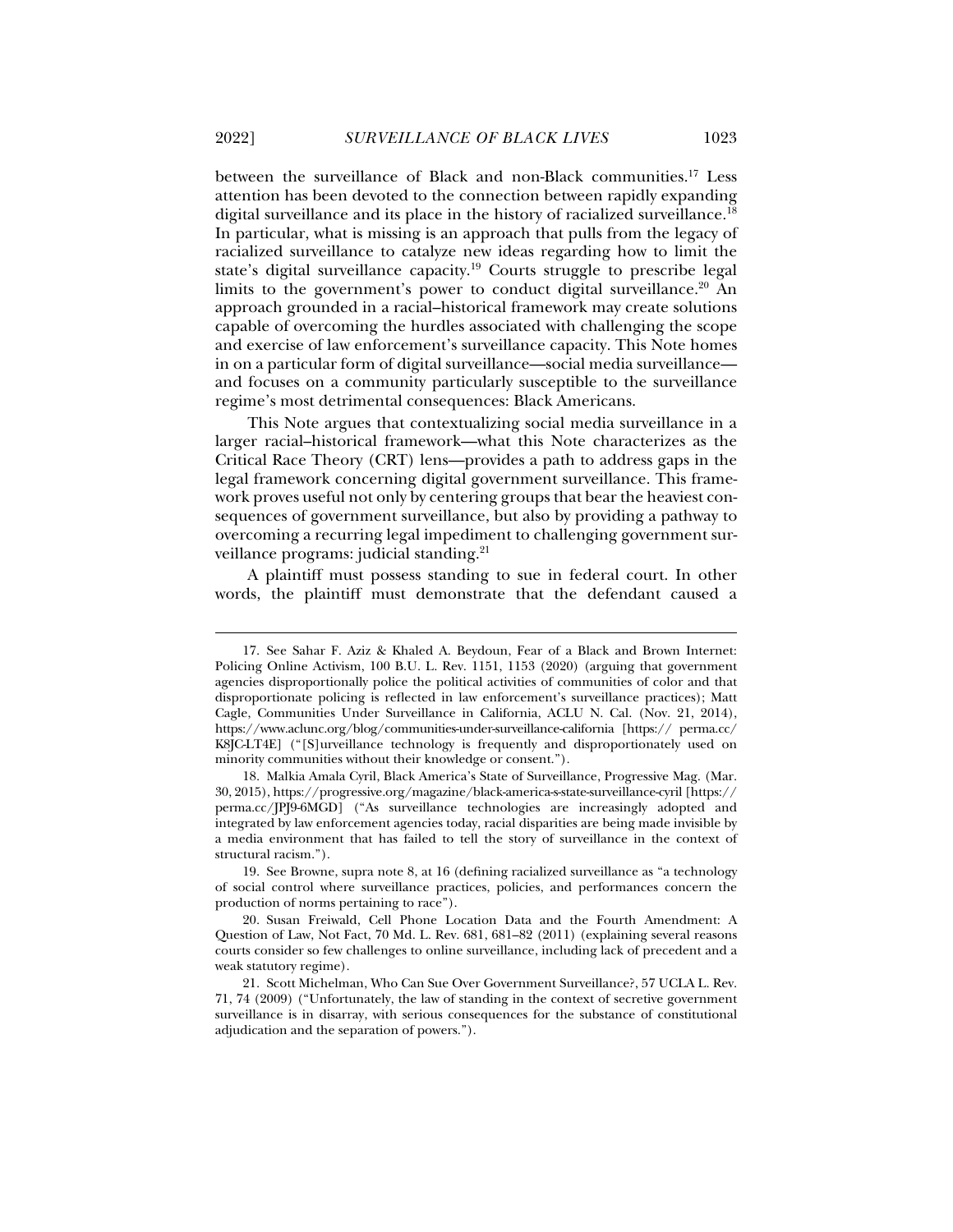between the surveillance of Black and non-Black communities.[17] Less attention has been devoted to the connection between rapidly expanding digital surveillance and its place in the history of racialized surveillance.[18] In particular, what is missing is an approach that pulls from the legacy of racialized surveillance to catalyze new ideas regarding how to limit the state's digital surveillance capacity.[19] Courts struggle to prescribe legal limits to the government's power to conduct digital surveillance.[20] An approach grounded in a racial–historical framework may create solutions capable of overcoming the hurdles associated with challenging the scope and exercise of law enforcement's surveillance capacity. This Note homes in on a particular form of digital surveillance—social media surveillance—and focuses on a community particularly susceptible to the surveillance regime's most detrimental consequences: Black Americans.

This Note argues that contextualizing social media surveillance in a larger racial–historical framework—what this Note characterizes as the Critical Race Theory (CRT) lens—provides a path to address gaps in the legal framework concerning digital government surveillance. This framework proves useful not only by centering groups that bear the heaviest consequences of government surveillance, but also by providing a pathway to overcoming a recurring legal impediment to challenging government surveillance programs: judicial standing.[21]

A plaintiff must possess standing to sue in federal court. In other words, the plaintiff must demonstrate that the defendant caused a

---

17. See Sahar F. Aziz & Khaled A. Beydoun, Fear of a Black and Brown Internet: Policing Online Activism, 100 B.U. L. Rev. 1151, 1153 (2020) (arguing that government agencies disproportionally police the political activities of communities of color and that disproportionate policing is reflected in law enforcement's surveillance practices); Matt Cagle, Communities Under Surveillance in California, ACLU N. Cal. (Nov. 21, 2014), https://www.aclunc.org/blog/communities-under-surveillance-california [https://perma.cc/K8JC-LT4E] ("[S]urveillance technology is frequently and disproportionately used on minority communities without their knowledge or consent.").

18. Malkia Amala Cyril, Black America's State of Surveillance, Progressive Mag. (Mar. 30, 2015), https://progressive.org/magazine/black-america-s-state-surveillance-cyril [https://perma.cc/JPJ9-6MGD] ("As surveillance technologies are increasingly adopted and integrated by law enforcement agencies today, racial disparities are being made invisible by a media environment that has failed to tell the story of surveillance in the context of structural racism.").

19. See Browne, supra note 8, at 16 (defining racialized surveillance as "a technology of social control where surveillance practices, policies, and performances concern the production of norms pertaining to race").

20. Susan Freiwald, Cell Phone Location Data and the Fourth Amendment: A Question of Law, Not Fact, 70 Md. L. Rev. 681, 681–82 (2011) (explaining several reasons courts consider so few challenges to online surveillance, including lack of precedent and a weak statutory regime).

21. Scott Michelman, Who Can Sue Over Government Surveillance?, 57 UCLA L. Rev. 71, 74 (2009) ("Unfortunately, the law of standing in the context of secretive government surveillance is in disarray, with serious consequences for the substance of constitutional adjudication and the separation of powers.").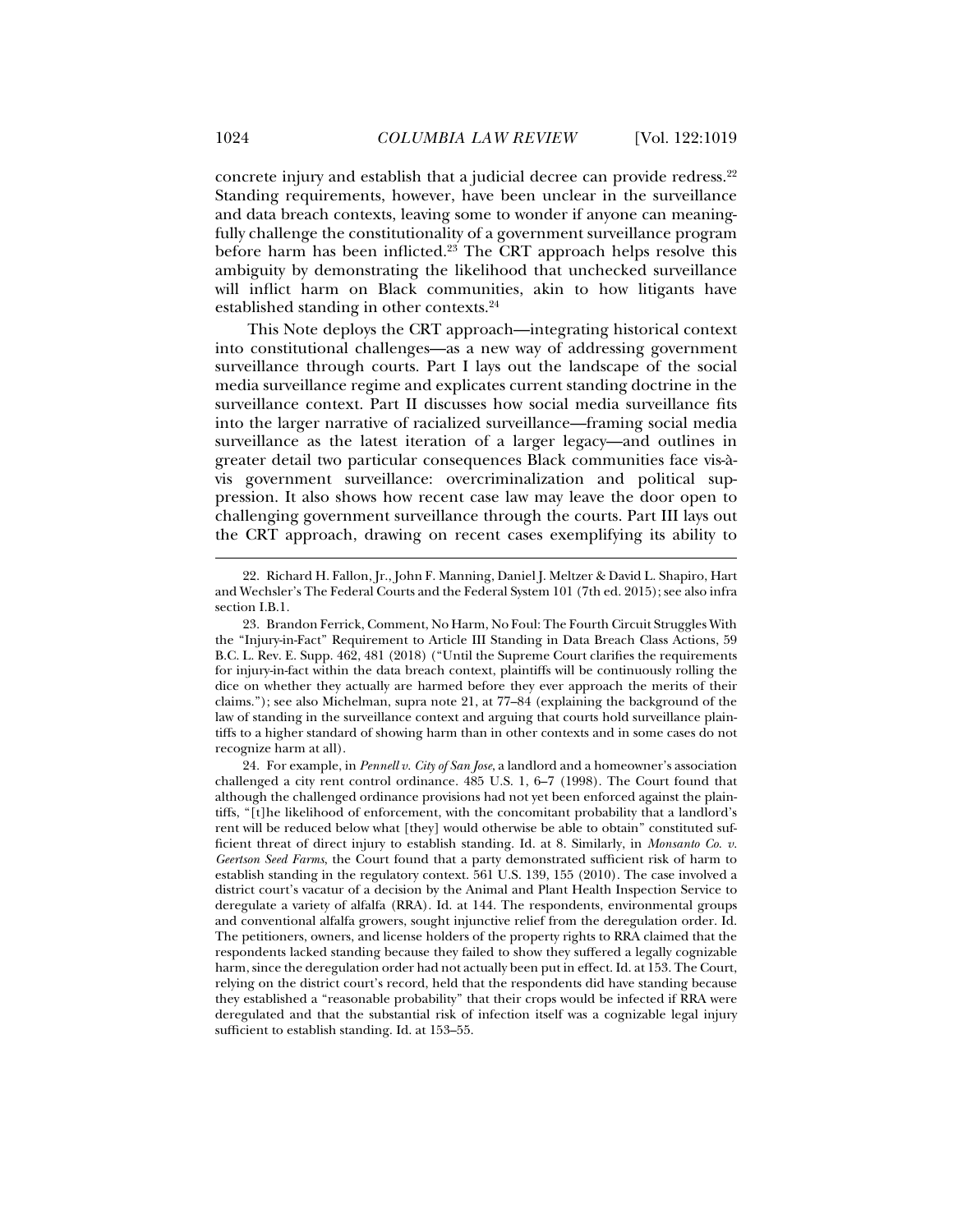concrete injury and establish that a judicial decree can provide redress.[22] Standing requirements, however, have been unclear in the surveillance and data breach contexts, leaving some to wonder if anyone can meaningfully challenge the constitutionality of a government surveillance program before harm has been inflicted.[23] The CRT approach helps resolve this ambiguity by demonstrating the likelihood that unchecked surveillance will inflict harm on Black communities, akin to how litigants have established standing in other contexts.[24]

This Note deploys the CRT approach—integrating historical context into constitutional challenges—as a new way of addressing government surveillance through courts. Part I lays out the landscape of the social media surveillance regime and explicates current standing doctrine in the surveillance context. Part II discusses how social media surveillance fits into the larger narrative of racialized surveillance—framing social media surveillance as the latest iteration of a larger legacy—and outlines in greater detail two particular consequences Black communities face vis-à-vis government surveillance: overcriminalization and political suppression. It also shows how recent case law may leave the door open to challenging government surveillance through the courts. Part III lays out the CRT approach, drawing on recent cases exemplifying its ability to

---

22. Richard H. Fallon, Jr., John F. Manning, Daniel J. Meltzer & David L. Shapiro, Hart and Wechsler's The Federal Courts and the Federal System 101 (7th ed. 2015); see also infra section I.B.1.

23. Brandon Ferrick, Comment, No Harm, No Foul: The Fourth Circuit Struggles With the "Injury-in-Fact" Requirement to Article III Standing in Data Breach Class Actions, 59 B.C. L. Rev. E. Supp. 462, 481 (2018) ("Until the Supreme Court clarifies the requirements for injury-in-fact within the data breach context, plaintiffs will be continuously rolling the dice on whether they actually are harmed before they ever approach the merits of their claims."); see also Michelman, supra note 21, at 77–84 (explaining the background of the law of standing in the surveillance context and arguing that courts hold surveillance plaintiffs to a higher standard of showing harm than in other contexts and in some cases do not recognize harm at all).

24. For example, in *Pennell v. City of San Jose*, a landlord and a homeowner's association challenged a city rent control ordinance. 485 U.S. 1, 6–7 (1998). The Court found that although the challenged ordinance provisions had not yet been enforced against the plaintiffs, "[t]he likelihood of enforcement, with the concomitant probability that a landlord's rent will be reduced below what [they] would otherwise be able to obtain" constituted sufficient threat of direct injury to establish standing. Id. at 8. Similarly, in *Monsanto Co. v. Geertson Seed Farms*, the Court found that a party demonstrated sufficient risk of harm to establish standing in the regulatory context. 561 U.S. 139, 155 (2010). The case involved a district court's vacatur of a decision by the Animal and Plant Health Inspection Service to deregulate a variety of alfalfa (RRA). Id. at 144. The respondents, environmental groups and conventional alfalfa growers, sought injunctive relief from the deregulation order. Id. The petitioners, owners, and license holders of the property rights to RRA claimed that the respondents lacked standing because they failed to show they suffered a legally cognizable harm, since the deregulation order had not actually been put in effect. Id. at 153. The Court, relying on the district court's record, held that the respondents did have standing because they established a "reasonable probability" that their crops would be infected if RRA were deregulated and that the substantial risk of infection itself was a cognizable legal injury sufficient to establish standing. Id. at 153–55.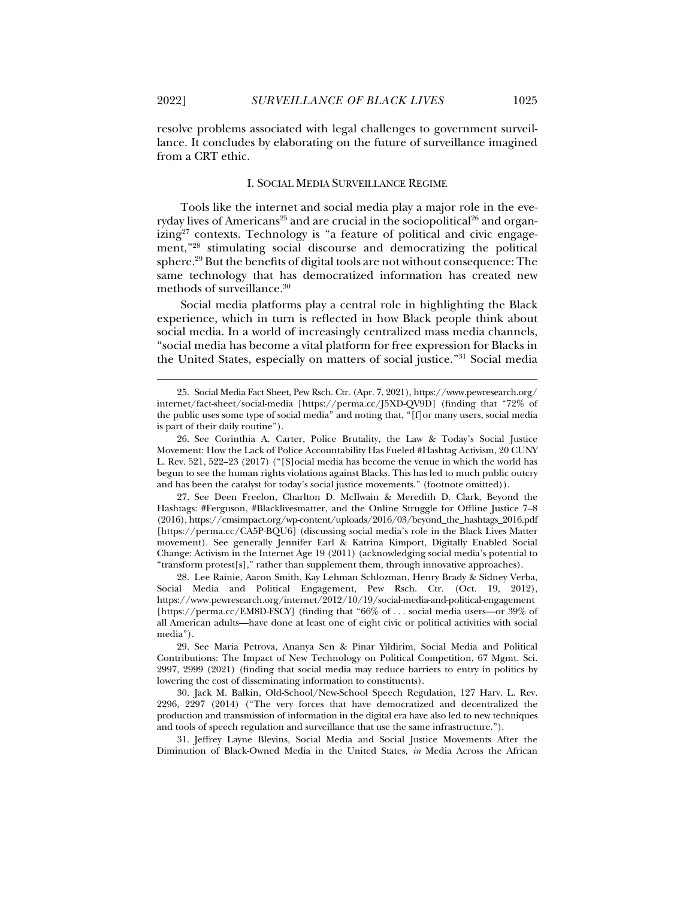resolve problems associated with legal challenges to government surveillance. It concludes by elaborating on the future of surveillance imagined from a CRT ethic.

## I. Social Media Surveillance Regime

Tools like the internet and social media play a major role in the everyday lives of Americans[25] and are crucial in the sociopolitical[26] and organizing[27] contexts. Technology is "a feature of political and civic engagement,"[28] stimulating social discourse and democratizing the political sphere.[29] But the benefits of digital tools are not without consequence: The same technology that has democratized information has created new methods of surveillance.[30]

Social media platforms play a central role in highlighting the Black experience, which in turn is reflected in how Black people think about social media. In a world of increasingly centralized mass media channels, "social media has become a vital platform for free expression for Blacks in the United States, especially on matters of social justice."[31] Social media

---

25. Social Media Fact Sheet, Pew Rsch. Ctr. (Apr. 7, 2021), https://www.pewresearch.org/internet/fact-sheet/social-media [https://perma.cc/J5XD-QV9D] (finding that "72% of the public uses some type of social media" and noting that, "[f]or many users, social media is part of their daily routine").

26. See Corinthia A. Carter, Police Brutality, the Law & Today's Social Justice Movement: How the Lack of Police Accountability Has Fueled #Hashtag Activism, 20 CUNY L. Rev. 521, 522–23 (2017) ("[S]ocial media has become the venue in which the world has begun to see the human rights violations against Blacks. This has led to much public outcry and has been the catalyst for today's social justice movements." (footnote omitted)).

27. See Deen Freelon, Charlton D. McIlwain & Meredith D. Clark, Beyond the Hashtags: #Ferguson, #Blacklivesmatter, and the Online Struggle for Offline Justice 7–8 (2016), https://cmsimpact.org/wp-content/uploads/2016/03/beyond_the_hashtags_2016.pdf [https://perma.cc/CA5P-BQU6] (discussing social media's role in the Black Lives Matter movement). See generally Jennifer Earl & Katrina Kimport, Digitally Enabled Social Change: Activism in the Internet Age 19 (2011) (acknowledging social media's potential to "transform protest[s]," rather than supplement them, through innovative approaches).

28. Lee Rainie, Aaron Smith, Kay Lehman Schlozman, Henry Brady & Sidney Verba, Social Media and Political Engagement, Pew Rsch. Ctr. (Oct. 19, 2012), https://www.pewresearch.org/internet/2012/10/19/social-media-and-political-engagement [https://perma.cc/EM8D-FSCY] (finding that "66% of . . . social media users—or 39% of all American adults—have done at least one of eight civic or political activities with social media").

29. See Maria Petrova, Ananya Sen & Pinar Yildirim, Social Media and Political Contributions: The Impact of New Technology on Political Competition, 67 Mgmt. Sci. 2997, 2999 (2021) (finding that social media may reduce barriers to entry in politics by lowering the cost of disseminating information to constituents).

30. Jack M. Balkin, Old-School/New-School Speech Regulation, 127 Harv. L. Rev. 2296, 2297 (2014) ("The very forces that have democratized and decentralized the production and transmission of information in the digital era have also led to new techniques and tools of speech regulation and surveillance that use the same infrastructure.").

31. Jeffrey Layne Blevins, Social Media and Social Justice Movements After the Diminution of Black-Owned Media in the United States, *in* Media Across the African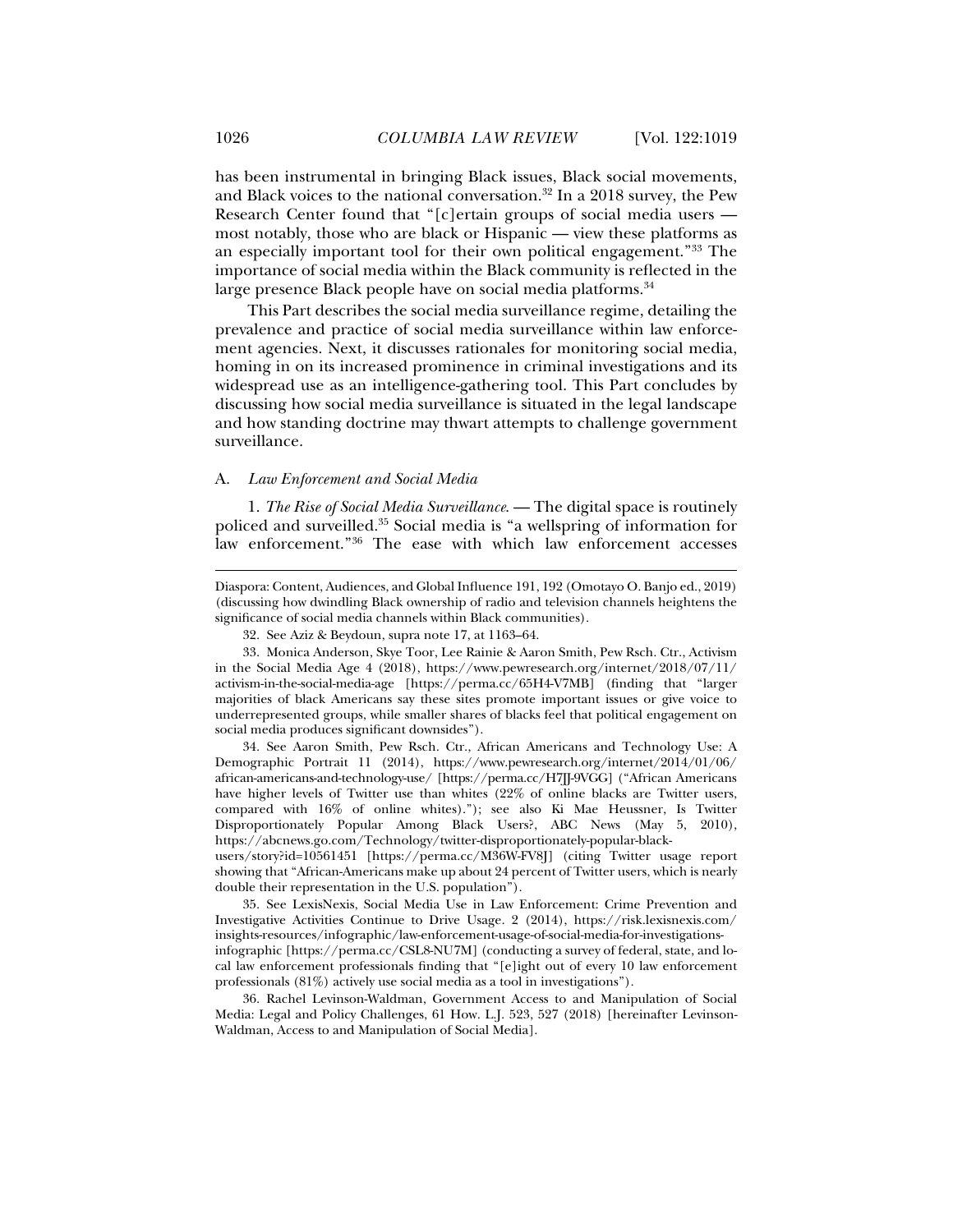has been instrumental in bringing Black issues, Black social movements, and Black voices to the national conversation.[32] In a 2018 survey, the Pew Research Center found that "[c]ertain groups of social media users — most notably, those who are black or Hispanic — view these platforms as an especially important tool for their own political engagement."[33] The importance of social media within the Black community is reflected in the large presence Black people have on social media platforms.[34]

This Part describes the social media surveillance regime, detailing the prevalence and practice of social media surveillance within law enforcement agencies. Next, it discusses rationales for monitoring social media, homing in on its increased prominence in criminal investigations and its widespread use as an intelligence-gathering tool. This Part concludes by discussing how social media surveillance is situated in the legal landscape and how standing doctrine may thwart attempts to challenge government surveillance.

### A. *Law Enforcement and Social Media*

1. *The Rise of Social Media Surveillance*. — The digital space is routinely policed and surveilled.[35] Social media is "a wellspring of information for law enforcement."[36] The ease with which law enforcement accesses

---

Diaspora: Content, Audiences, and Global Influence 191, 192 (Omotayo O. Banjo ed., 2019) (discussing how dwindling Black ownership of radio and television channels heightens the significance of social media channels within Black communities).

32. See Aziz & Beydoun, supra note 17, at 1163–64.

33. Monica Anderson, Skye Toor, Lee Rainie & Aaron Smith, Pew Rsch. Ctr., Activism in the Social Media Age 4 (2018), https://www.pewresearch.org/internet/2018/07/11/activism-in-the-social-media-age [https://perma.cc/65H4-V7MB] (finding that "larger majorities of black Americans say these sites promote important issues or give voice to underrepresented groups, while smaller shares of blacks feel that political engagement on social media produces significant downsides").

34. See Aaron Smith, Pew Rsch. Ctr., African Americans and Technology Use: A Demographic Portrait 11 (2014), https://www.pewresearch.org/internet/2014/01/06/african-americans-and-technology-use/ [https://perma.cc/H7JJ-9VGG] ("African Americans have higher levels of Twitter use than whites (22% of online blacks are Twitter users, compared with 16% of online whites)."); see also Ki Mae Heussner, Is Twitter Disproportionately Popular Among Black Users?, ABC News (May 5, 2010), https://abcnews.go.com/Technology/twitter-disproportionately-popular-black-users/story?id=10561451 [https://perma.cc/M36W-FV8J] (citing Twitter usage report showing that "African-Americans make up about 24 percent of Twitter users, which is nearly double their representation in the U.S. population").

35. See LexisNexis, Social Media Use in Law Enforcement: Crime Prevention and Investigative Activities Continue to Drive Usage. 2 (2014), https://risk.lexisnexis.com/insights-resources/infographic/law-enforcement-usage-of-social-media-for-investigations-infographic [https://perma.cc/CSL8-NU7M] (conducting a survey of federal, state, and local law enforcement professionals finding that "[e]ight out of every 10 law enforcement professionals (81%) actively use social media as a tool in investigations").

36. Rachel Levinson-Waldman, Government Access to and Manipulation of Social Media: Legal and Policy Challenges, 61 How. L.J. 523, 527 (2018) [hereinafter Levinson-Waldman, Access to and Manipulation of Social Media].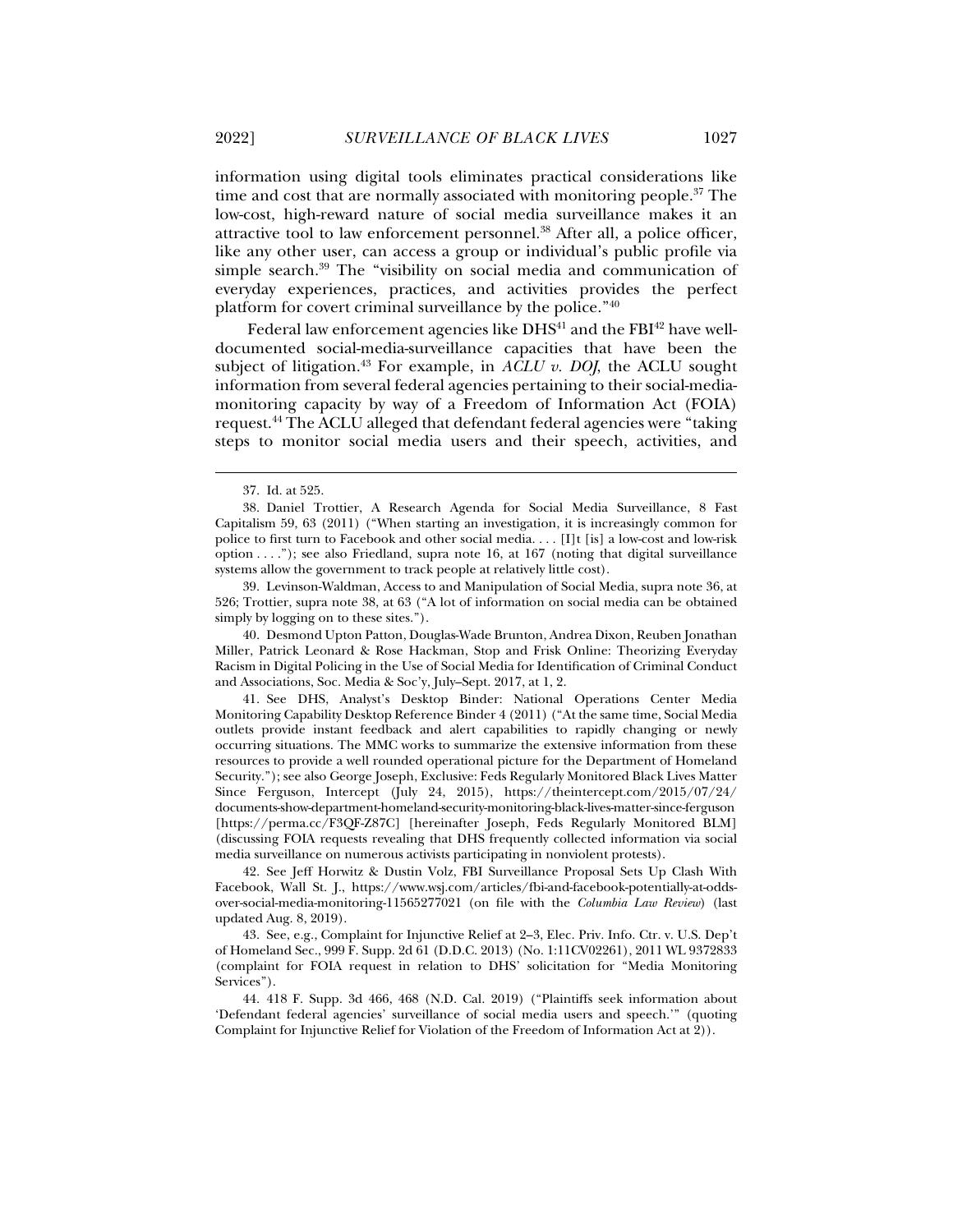information using digital tools eliminates practical considerations like time and cost that are normally associated with monitoring people.[37] The low-cost, high-reward nature of social media surveillance makes it an attractive tool to law enforcement personnel.[38] After all, a police officer, like any other user, can access a group or individual's public profile via simple search.[39] The "visibility on social media and communication of everyday experiences, practices, and activities provides the perfect platform for covert criminal surveillance by the police."[40]

Federal law enforcement agencies like DHS[41] and the FBI[42] have well-documented social-media-surveillance capacities that have been the subject of litigation.[43] For example, in *ACLU v. DOJ*, the ACLU sought information from several federal agencies pertaining to their social-media-monitoring capacity by way of a Freedom of Information Act (FOIA) request.[44] The ACLU alleged that defendant federal agencies were "taking steps to monitor social media users and their speech, activities, and

---

37. Id. at 525.

38. Daniel Trottier, A Research Agenda for Social Media Surveillance, 8 Fast Capitalism 59, 63 (2011) ("When starting an investigation, it is increasingly common for police to first turn to Facebook and other social media. . . . [I]t [is] a low-cost and low-risk option . . . ."); see also Friedland, supra note 16, at 167 (noting that digital surveillance systems allow the government to track people at relatively little cost).

39. Levinson-Waldman, Access to and Manipulation of Social Media, supra note 36, at 526; Trottier, supra note 38, at 63 ("A lot of information on social media can be obtained simply by logging on to these sites.").

40. Desmond Upton Patton, Douglas-Wade Brunton, Andrea Dixon, Reuben Jonathan Miller, Patrick Leonard & Rose Hackman, Stop and Frisk Online: Theorizing Everyday Racism in Digital Policing in the Use of Social Media for Identification of Criminal Conduct and Associations, Soc. Media & Soc'y, July–Sept. 2017, at 1, 2.

41. See DHS, Analyst's Desktop Binder: National Operations Center Media Monitoring Capability Desktop Reference Binder 4 (2011) ("At the same time, Social Media outlets provide instant feedback and alert capabilities to rapidly changing or newly occurring situations. The MMC works to summarize the extensive information from these resources to provide a well rounded operational picture for the Department of Homeland Security."); see also George Joseph, Exclusive: Feds Regularly Monitored Black Lives Matter Since Ferguson, Intercept (July 24, 2015), https://theintercept.com/2015/07/24/documents-show-department-homeland-security-monitoring-black-lives-matter-since-ferguson [https://perma.cc/F3QF-Z87C] [hereinafter Joseph, Feds Regularly Monitored BLM] (discussing FOIA requests revealing that DHS frequently collected information via social media surveillance on numerous activists participating in nonviolent protests).

42. See Jeff Horwitz & Dustin Volz, FBI Surveillance Proposal Sets Up Clash With Facebook, Wall St. J., https://www.wsj.com/articles/fbi-and-facebook-potentially-at-odds-over-social-media-monitoring-11565277021 (on file with the *Columbia Law Review*) (last updated Aug. 8, 2019).

43. See, e.g., Complaint for Injunctive Relief at 2–3, Elec. Priv. Info. Ctr. v. U.S. Dep't of Homeland Sec., 999 F. Supp. 2d 61 (D.D.C. 2013) (No. 1:11CV02261), 2011 WL 9372833 (complaint for FOIA request in relation to DHS' solicitation for "Media Monitoring Services").

44. 418 F. Supp. 3d 466, 468 (N.D. Cal. 2019) ("Plaintiffs seek information about 'Defendant federal agencies' surveillance of social media users and speech.'" (quoting Complaint for Injunctive Relief for Violation of the Freedom of Information Act at 2)).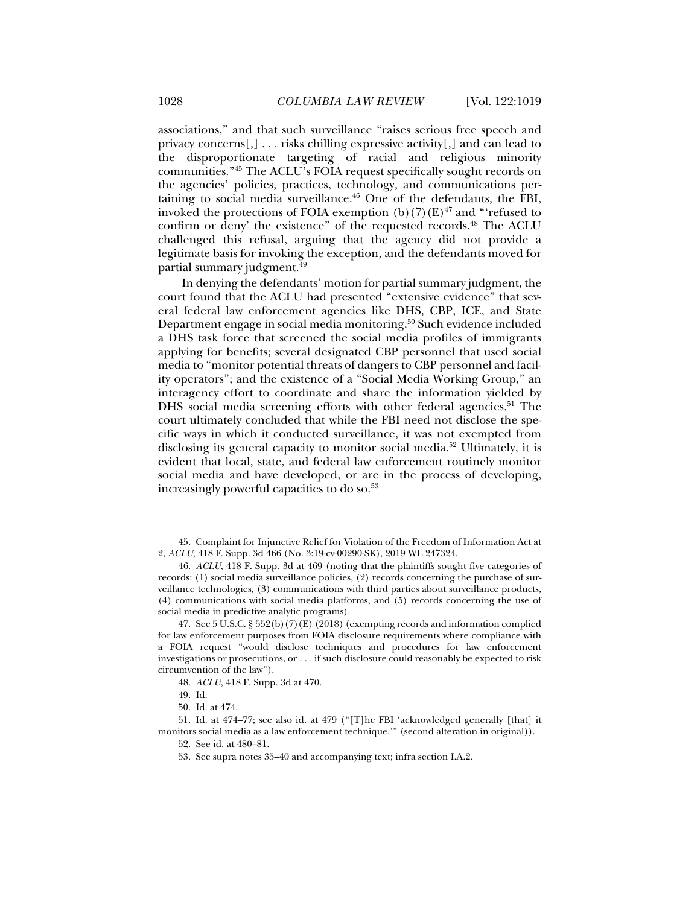associations," and that such surveillance "raises serious free speech and privacy concerns[,] . . . risks chilling expressive activity[,] and can lead to the disproportionate targeting of racial and religious minority communities."[45] The ACLU's FOIA request specifically sought records on the agencies' policies, practices, technology, and communications pertaining to social media surveillance.[46] One of the defendants, the FBI, invoked the protections of FOIA exemption (b)(7)(E)[47] and "'refused to confirm or deny' the existence" of the requested records.[48] The ACLU challenged this refusal, arguing that the agency did not provide a legitimate basis for invoking the exception, and the defendants moved for partial summary judgment.[49]

In denying the defendants' motion for partial summary judgment, the court found that the ACLU had presented "extensive evidence" that several federal law enforcement agencies like DHS, CBP, ICE, and State Department engage in social media monitoring.[50] Such evidence included a DHS task force that screened the social media profiles of immigrants applying for benefits; several designated CBP personnel that used social media to "monitor potential threats of dangers to CBP personnel and facility operators"; and the existence of a "Social Media Working Group," an interagency effort to coordinate and share the information yielded by DHS social media screening efforts with other federal agencies.[51] The court ultimately concluded that while the FBI need not disclose the specific ways in which it conducted surveillance, it was not exempted from disclosing its general capacity to monitor social media.[52] Ultimately, it is evident that local, state, and federal law enforcement routinely monitor social media and have developed, or are in the process of developing, increasingly powerful capacities to do so.[53]

---

45. Complaint for Injunctive Relief for Violation of the Freedom of Information Act at 2, *ACLU*, 418 F. Supp. 3d 466 (No. 3:19-cv-00290-SK), 2019 WL 247324.

46. *ACLU*, 418 F. Supp. 3d at 469 (noting that the plaintiffs sought five categories of records: (1) social media surveillance policies, (2) records concerning the purchase of surveillance technologies, (3) communications with third parties about surveillance products, (4) communications with social media platforms, and (5) records concerning the use of social media in predictive analytic programs).

47. See 5 U.S.C. § 552(b)(7)(E) (2018) (exempting records and information complied for law enforcement purposes from FOIA disclosure requirements where compliance with a FOIA request "would disclose techniques and procedures for law enforcement investigations or prosecutions, or . . . if such disclosure could reasonably be expected to risk circumvention of the law").

48. *ACLU*, 418 F. Supp. 3d at 470.

49. Id.

50. Id. at 474.

51. Id. at 474–77; see also id. at 479 ("[T]he FBI 'acknowledged generally [that] it monitors social media as a law enforcement technique.'" (second alteration in original)).

52. See id. at 480–81.

53. See supra notes 35–40 and accompanying text; infra section I.A.2.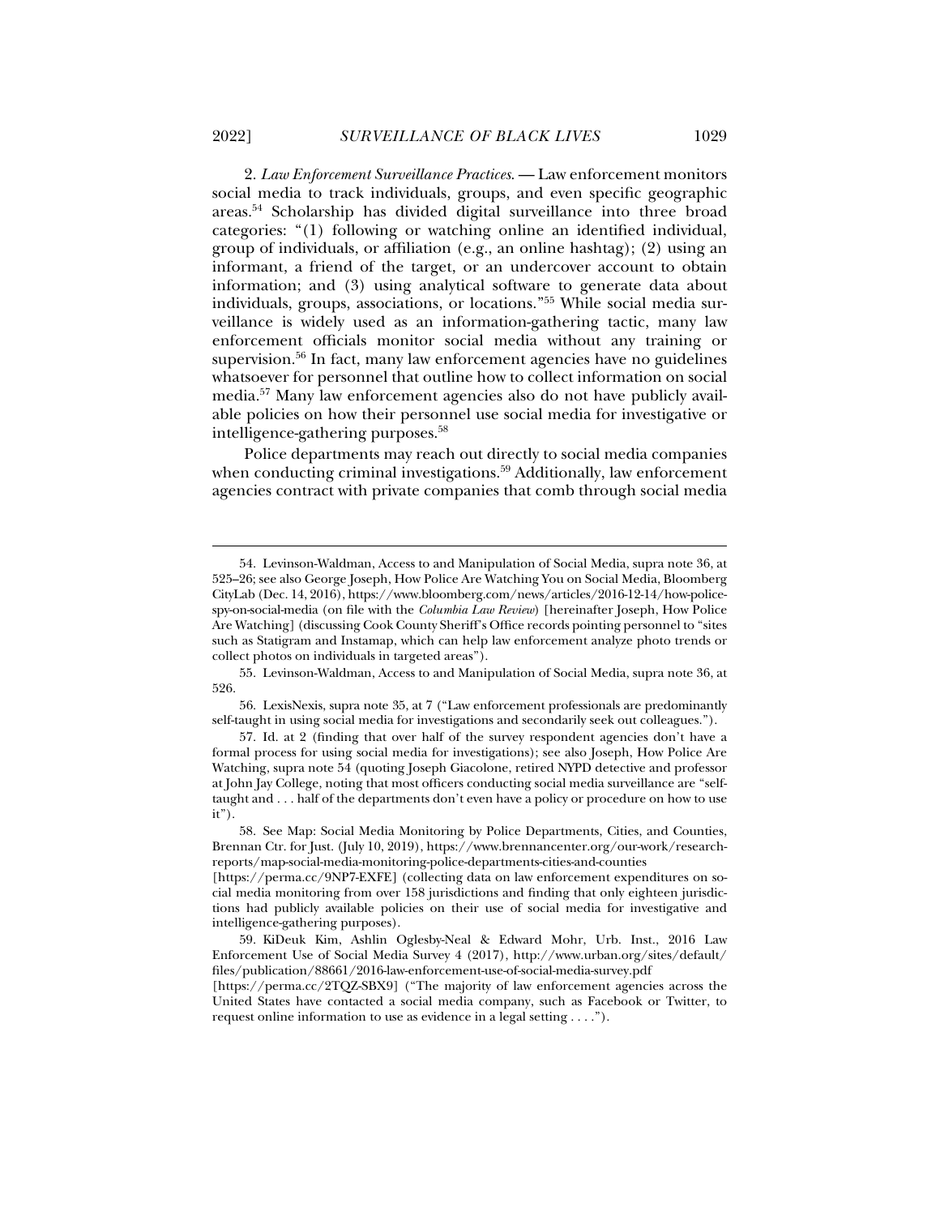2. *Law Enforcement Surveillance Practices*. — Law enforcement monitors social media to track individuals, groups, and even specific geographic areas.[54] Scholarship has divided digital surveillance into three broad categories: "(1) following or watching online an identified individual, group of individuals, or affiliation (e.g., an online hashtag); (2) using an informant, a friend of the target, or an undercover account to obtain information; and (3) using analytical software to generate data about individuals, groups, associations, or locations."[55] While social media surveillance is widely used as an information-gathering tactic, many law enforcement officials monitor social media without any training or supervision.[56] In fact, many law enforcement agencies have no guidelines whatsoever for personnel that outline how to collect information on social media.[57] Many law enforcement agencies also do not have publicly available policies on how their personnel use social media for investigative or intelligence-gathering purposes.[58]

Police departments may reach out directly to social media companies when conducting criminal investigations.[59] Additionally, law enforcement agencies contract with private companies that comb through social media

---

54. Levinson-Waldman, Access to and Manipulation of Social Media, supra note 36, at 525–26; see also George Joseph, How Police Are Watching You on Social Media, Bloomberg CityLab (Dec. 14, 2016), https://www.bloomberg.com/news/articles/2016-12-14/how-police-spy-on-social-media (on file with the *Columbia Law Review*) [hereinafter Joseph, How Police Are Watching] (discussing Cook County Sheriff's Office records pointing personnel to "sites such as Statigram and Instamap, which can help law enforcement analyze photo trends or collect photos on individuals in targeted areas").

55. Levinson-Waldman, Access to and Manipulation of Social Media, supra note 36, at 526.

56. LexisNexis, supra note 35, at 7 ("Law enforcement professionals are predominantly self-taught in using social media for investigations and secondarily seek out colleagues.").

57. Id. at 2 (finding that over half of the survey respondent agencies don't have a formal process for using social media for investigations); see also Joseph, How Police Are Watching, supra note 54 (quoting Joseph Giacolone, retired NYPD detective and professor at John Jay College, noting that most officers conducting social media surveillance are "self-taught and . . . half of the departments don't even have a policy or procedure on how to use it").

58. See Map: Social Media Monitoring by Police Departments, Cities, and Counties, Brennan Ctr. for Just. (July 10, 2019), https://www.brennancenter.org/our-work/research-reports/map-social-media-monitoring-police-departments-cities-and-counties [https://perma.cc/9NP7-EXFE] (collecting data on law enforcement expenditures on social media monitoring from over 158 jurisdictions and finding that only eighteen jurisdictions had publicly available policies on their use of social media for investigative and intelligence-gathering purposes).

59. KiDeuk Kim, Ashlin Oglesby-Neal & Edward Mohr, Urb. Inst., 2016 Law Enforcement Use of Social Media Survey 4 (2017), http://www.urban.org/sites/default/files/publication/88661/2016-law-enforcement-use-of-social-media-survey.pdf [https://perma.cc/2TQZ-SBX9] ("The majority of law enforcement agencies across the United States have contacted a social media company, such as Facebook or Twitter, to request online information to use as evidence in a legal setting . . . .").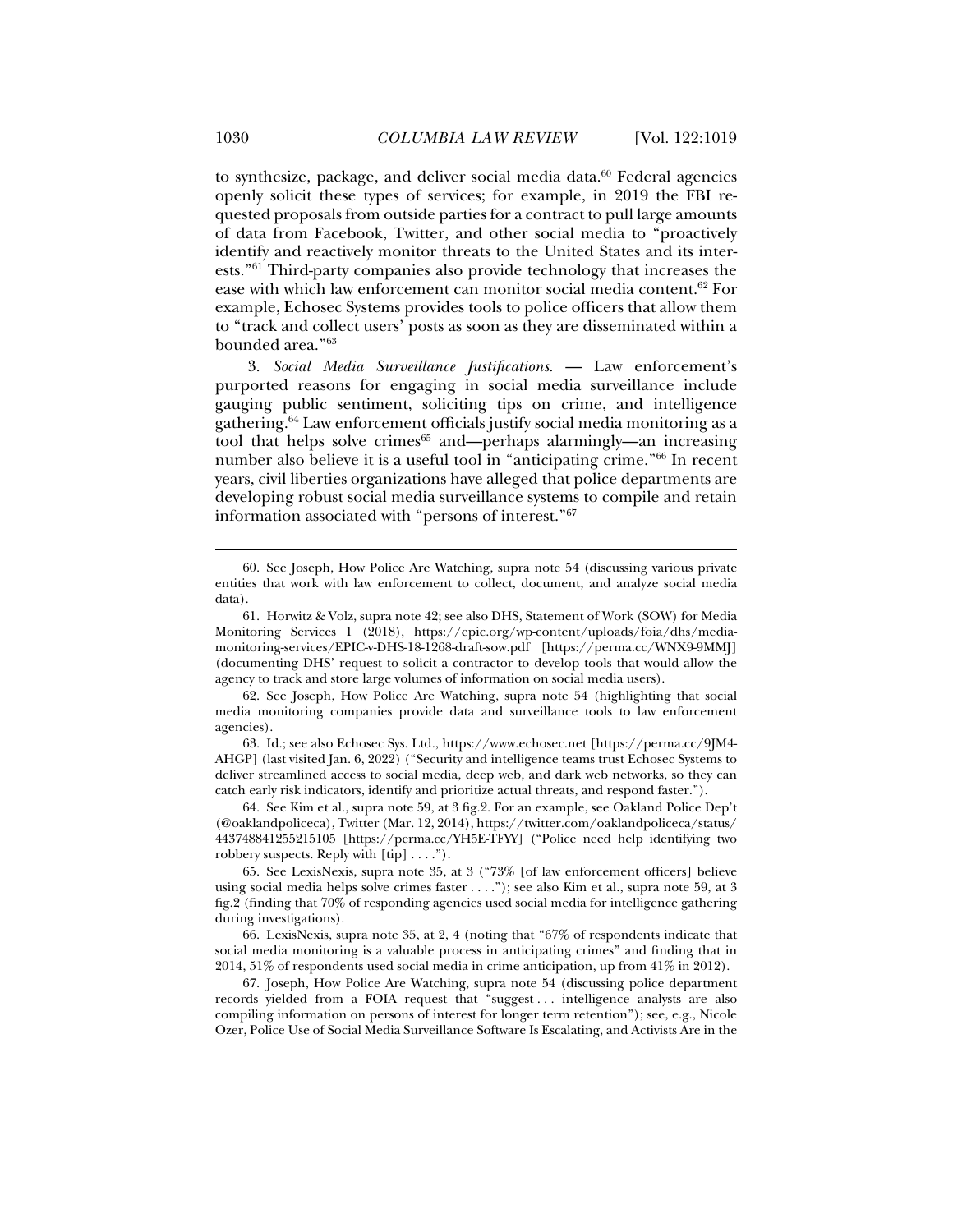to synthesize, package, and deliver social media data.[60] Federal agencies openly solicit these types of services; for example, in 2019 the FBI requested proposals from outside parties for a contract to pull large amounts of data from Facebook, Twitter, and other social media to "proactively identify and reactively monitor threats to the United States and its interests."[61] Third-party companies also provide technology that increases the ease with which law enforcement can monitor social media content.[62] For example, Echosec Systems provides tools to police officers that allow them to "track and collect users' posts as soon as they are disseminated within a bounded area."[63]

3. *Social Media Surveillance Justifications*. — Law enforcement's purported reasons for engaging in social media surveillance include gauging public sentiment, soliciting tips on crime, and intelligence gathering.[64] Law enforcement officials justify social media monitoring as a tool that helps solve crimes[65] and—perhaps alarmingly—an increasing number also believe it is a useful tool in "anticipating crime."[66] In recent years, civil liberties organizations have alleged that police departments are developing robust social media surveillance systems to compile and retain information associated with "persons of interest."[67]

---

60. See Joseph, How Police Are Watching, supra note 54 (discussing various private entities that work with law enforcement to collect, document, and analyze social media data).

61. Horwitz & Volz, supra note 42; see also DHS, Statement of Work (SOW) for Media Monitoring Services 1 (2018), https://epic.org/wp-content/uploads/foia/dhs/media-monitoring-services/EPIC-v-DHS-18-1268-draft-sow.pdf [https://perma.cc/WNX9-9MMJ] (documenting DHS' request to solicit a contractor to develop tools that would allow the agency to track and store large volumes of information on social media users).

62. See Joseph, How Police Are Watching, supra note 54 (highlighting that social media monitoring companies provide data and surveillance tools to law enforcement agencies).

63. Id.; see also Echosec Sys. Ltd., https://www.echosec.net [https://perma.cc/9JM4-AHGP] (last visited Jan. 6, 2022) ("Security and intelligence teams trust Echosec Systems to deliver streamlined access to social media, deep web, and dark web networks, so they can catch early risk indicators, identify and prioritize actual threats, and respond faster.").

64. See Kim et al., supra note 59, at 3 fig.2. For an example, see Oakland Police Dep't (@oaklandpoliceca), Twitter (Mar. 12, 2014), https://twitter.com/oaklandpoliceca/status/443748841255215105 [https://perma.cc/YH5E-TFYY] ("Police need help identifying two robbery suspects. Reply with [tip] . . . .").

65. See LexisNexis, supra note 35, at 3 ("73% [of law enforcement officers] believe using social media helps solve crimes faster . . . ."); see also Kim et al., supra note 59, at 3 fig.2 (finding that 70% of responding agencies used social media for intelligence gathering during investigations).

66. LexisNexis, supra note 35, at 2, 4 (noting that "67% of respondents indicate that social media monitoring is a valuable process in anticipating crimes" and finding that in 2014, 51% of respondents used social media in crime anticipation, up from 41% in 2012).

67. Joseph, How Police Are Watching, supra note 54 (discussing police department records yielded from a FOIA request that "suggest . . . intelligence analysts are also compiling information on persons of interest for longer term retention"); see, e.g., Nicole Ozer, Police Use of Social Media Surveillance Software Is Escalating, and Activists Are in the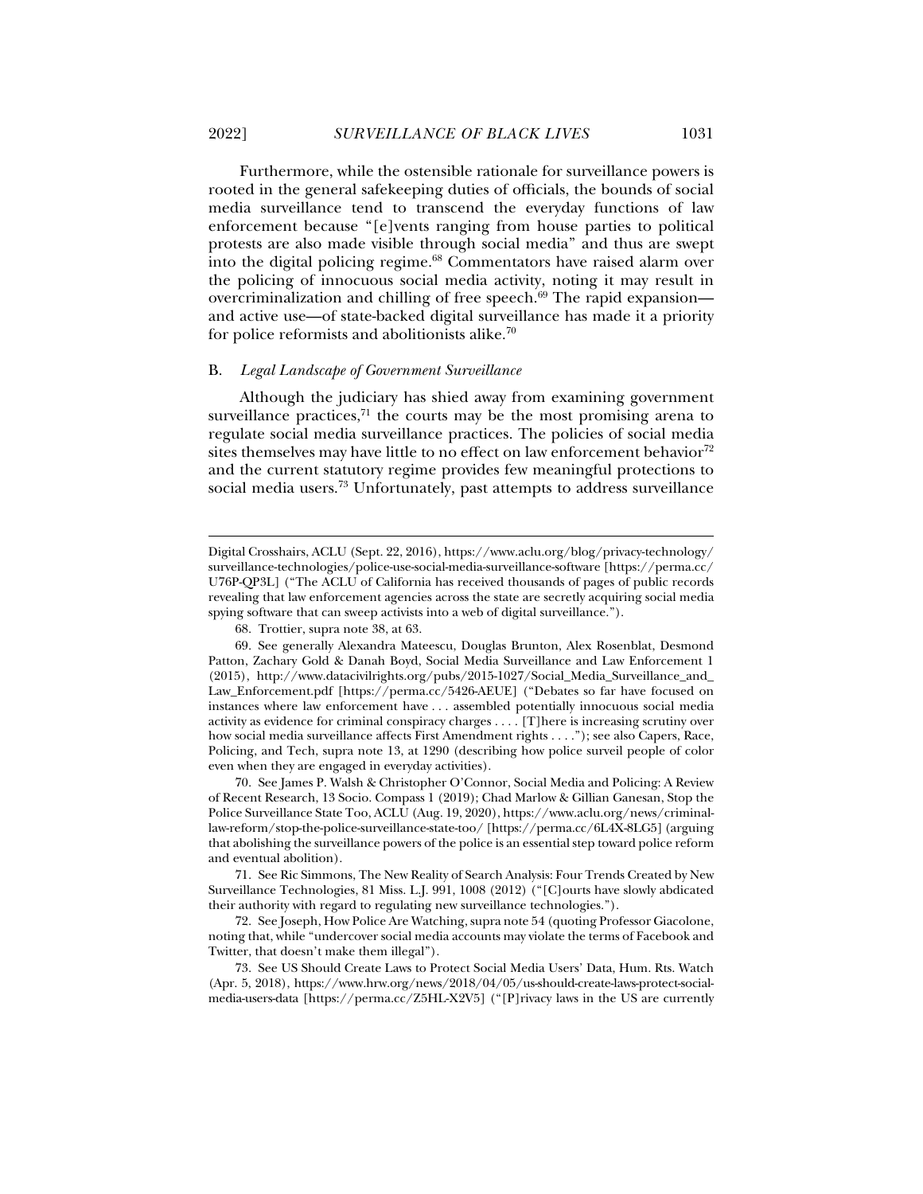Furthermore, while the ostensible rationale for surveillance powers is rooted in the general safekeeping duties of officials, the bounds of social media surveillance tend to transcend the everyday functions of law enforcement because "[e]vents ranging from house parties to political protests are also made visible through social media" and thus are swept into the digital policing regime.[68] Commentators have raised alarm over the policing of innocuous social media activity, noting it may result in overcriminalization and chilling of free speech.[69] The rapid expansion—and active use—of state-backed digital surveillance has made it a priority for police reformists and abolitionists alike.[70]

### B. *Legal Landscape of Government Surveillance*

Although the judiciary has shied away from examining government surveillance practices,[71] the courts may be the most promising arena to regulate social media surveillance practices. The policies of social media sites themselves may have little to no effect on law enforcement behavior[72] and the current statutory regime provides few meaningful protections to social media users.[73] Unfortunately, past attempts to address surveillance

---

Digital Crosshairs, ACLU (Sept. 22, 2016), https://www.aclu.org/blog/privacy-technology/surveillance-technologies/police-use-social-media-surveillance-software [https://perma.cc/U76P-QP3L] ("The ACLU of California has received thousands of pages of public records revealing that law enforcement agencies across the state are secretly acquiring social media spying software that can sweep activists into a web of digital surveillance.").

68. Trottier, supra note 38, at 63.

69. See generally Alexandra Mateescu, Douglas Brunton, Alex Rosenblat, Desmond Patton, Zachary Gold & Danah Boyd, Social Media Surveillance and Law Enforcement 1 (2015), http://www.datacivilrights.org/pubs/2015-1027/Social_Media_Surveillance_and_Law_Enforcement.pdf [https://perma.cc/5426-AEUE] ("Debates so far have focused on instances where law enforcement have . . . assembled potentially innocuous social media activity as evidence for criminal conspiracy charges . . . . [T]here is increasing scrutiny over how social media surveillance affects First Amendment rights . . . ."); see also Capers, Race, Policing, and Tech, supra note 13, at 1290 (describing how police surveil people of color even when they are engaged in everyday activities).

70. See James P. Walsh & Christopher O'Connor, Social Media and Policing: A Review of Recent Research, 13 Socio. Compass 1 (2019); Chad Marlow & Gillian Ganesan, Stop the Police Surveillance State Too, ACLU (Aug. 19, 2020), https://www.aclu.org/news/criminal-law-reform/stop-the-police-surveillance-state-too/ [https://perma.cc/6L4X-8LG5] (arguing that abolishing the surveillance powers of the police is an essential step toward police reform and eventual abolition).

71. See Ric Simmons, The New Reality of Search Analysis: Four Trends Created by New Surveillance Technologies, 81 Miss. L.J. 991, 1008 (2012) ("[C]ourts have slowly abdicated their authority with regard to regulating new surveillance technologies.").

72. See Joseph, How Police Are Watching, supra note 54 (quoting Professor Giacolone, noting that, while "undercover social media accounts may violate the terms of Facebook and Twitter, that doesn't make them illegal").

73. See US Should Create Laws to Protect Social Media Users' Data, Hum. Rts. Watch (Apr. 5, 2018), https://www.hrw.org/news/2018/04/05/us-should-create-laws-protect-social-media-users-data [https://perma.cc/Z5HL-X2V5] ("[P]rivacy laws in the US are currently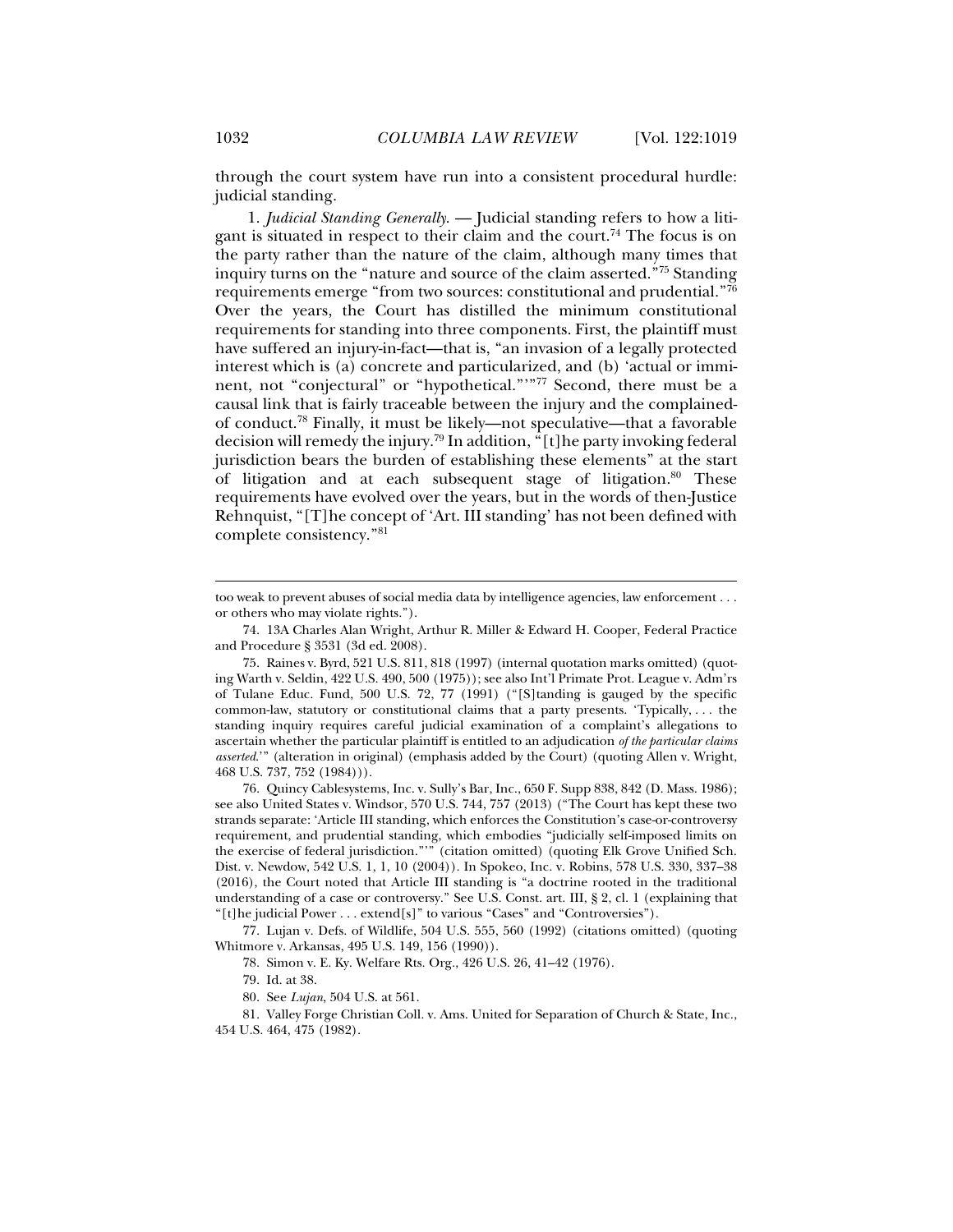through the court system have run into a consistent procedural hurdle: judicial standing.

1. *Judicial Standing Generally*. — Judicial standing refers to how a litigant is situated in respect to their claim and the court.[74] The focus is on the party rather than the nature of the claim, although many times that inquiry turns on the "nature and source of the claim asserted."[75] Standing requirements emerge "from two sources: constitutional and prudential."[76] Over the years, the Court has distilled the minimum constitutional requirements for standing into three components. First, the plaintiff must have suffered an injury-in-fact—that is, "an invasion of a legally protected interest which is (a) concrete and particularized, and (b) 'actual or imminent, not "conjectural" or "hypothetical."'"[77] Second, there must be a causal link that is fairly traceable between the injury and the complained-of conduct.[78] Finally, it must be likely—not speculative—that a favorable decision will remedy the injury.[79] In addition, "[t]he party invoking federal jurisdiction bears the burden of establishing these elements" at the start of litigation and at each subsequent stage of litigation.[80] These requirements have evolved over the years, but in the words of then-Justice Rehnquist, "[T]he concept of 'Art. III standing' has not been defined with complete consistency."[81]

---

too weak to prevent abuses of social media data by intelligence agencies, law enforcement . . . or others who may violate rights.").

74. 13A Charles Alan Wright, Arthur R. Miller & Edward H. Cooper, Federal Practice and Procedure § 3531 (3d ed. 2008).

75. Raines v. Byrd, 521 U.S. 811, 818 (1997) (internal quotation marks omitted) (quoting Warth v. Seldin, 422 U.S. 490, 500 (1975)); see also Int'l Primate Prot. League v. Adm'rs of Tulane Educ. Fund, 500 U.S. 72, 77 (1991) ("[S]tanding is gauged by the specific common-law, statutory or constitutional claims that a party presents. 'Typically, . . . the standing inquiry requires careful judicial examination of a complaint's allegations to ascertain whether the particular plaintiff is entitled to an adjudication *of the particular claims asserted*.'" (alteration in original) (emphasis added by the Court) (quoting Allen v. Wright, 468 U.S. 737, 752 (1984))).

76. Quincy Cablesystems, Inc. v. Sully's Bar, Inc., 650 F. Supp 838, 842 (D. Mass. 1986); see also United States v. Windsor, 570 U.S. 744, 757 (2013) ("The Court has kept these two strands separate: 'Article III standing, which enforces the Constitution's case-or-controversy requirement, and prudential standing, which embodies "judicially self-imposed limits on the exercise of federal jurisdiction."'" (citation omitted) (quoting Elk Grove Unified Sch. Dist. v. Newdow, 542 U.S. 1, 1, 10 (2004)). In Spokeo, Inc. v. Robins, 578 U.S. 330, 337–38 (2016), the Court noted that Article III standing is "a doctrine rooted in the traditional understanding of a case or controversy." See U.S. Const. art. III, § 2, cl. 1 (explaining that "[t]he judicial Power . . . extend[s]" to various "Cases" and "Controversies").

77. Lujan v. Defs. of Wildlife, 504 U.S. 555, 560 (1992) (citations omitted) (quoting Whitmore v. Arkansas, 495 U.S. 149, 156 (1990)).

78. Simon v. E. Ky. Welfare Rts. Org., 426 U.S. 26, 41–42 (1976).

79. Id. at 38.

80. See *Lujan*, 504 U.S. at 561.

81. Valley Forge Christian Coll. v. Ams. United for Separation of Church & State, Inc., 454 U.S. 464, 475 (1982).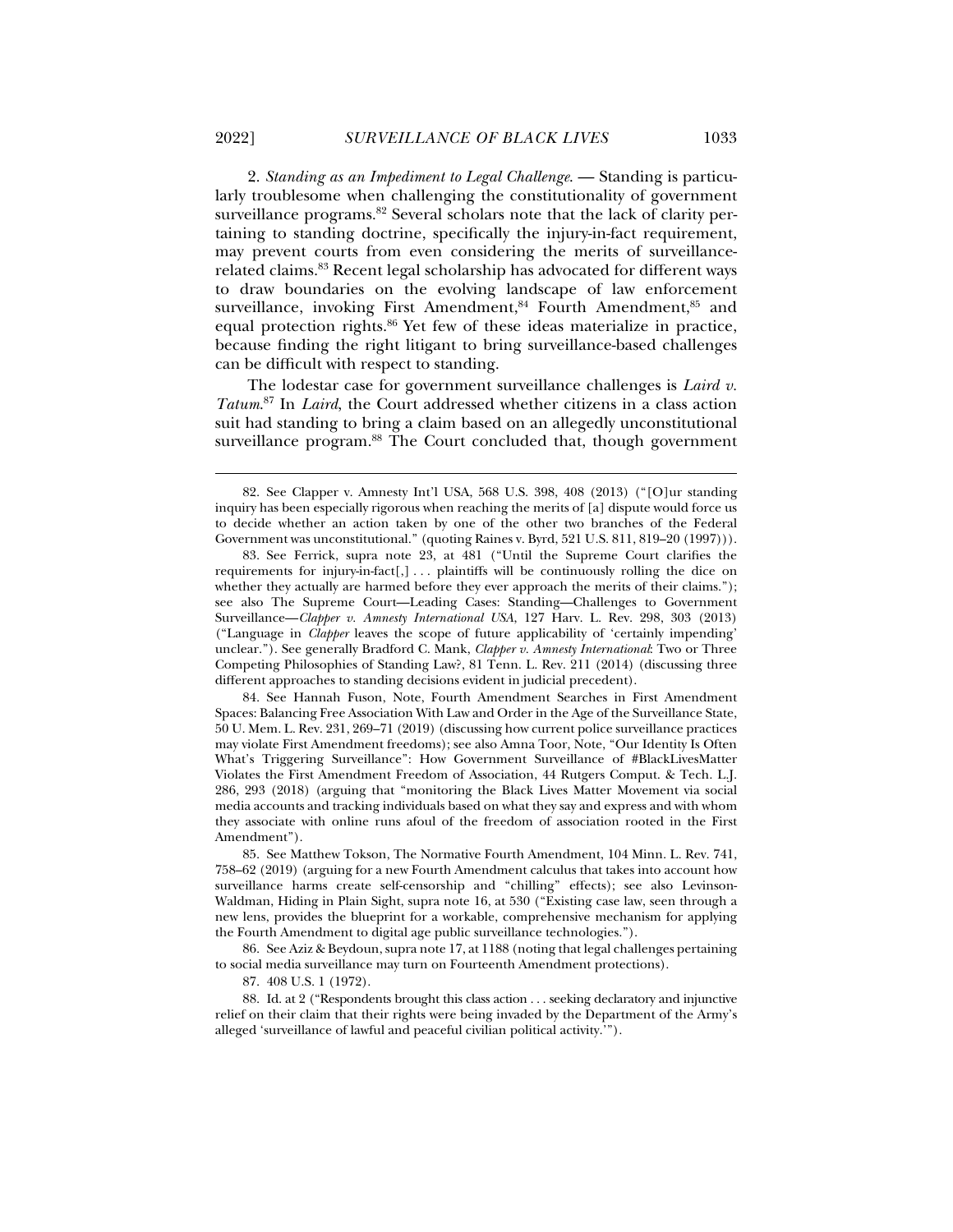2. *Standing as an Impediment to Legal Challenge.* — Standing is particularly troublesome when challenging the constitutionality of government surveillance programs.[82] Several scholars note that the lack of clarity pertaining to standing doctrine, specifically the injury-in-fact requirement, may prevent courts from even considering the merits of surveillance-related claims.[83] Recent legal scholarship has advocated for different ways to draw boundaries on the evolving landscape of law enforcement surveillance, invoking First Amendment,[84] Fourth Amendment,[85] and equal protection rights.[86] Yet few of these ideas materialize in practice, because finding the right litigant to bring surveillance-based challenges can be difficult with respect to standing.

The lodestar case for government surveillance challenges is *Laird v. Tatum*.[87] In *Laird*, the Court addressed whether citizens in a class action suit had standing to bring a claim based on an allegedly unconstitutional surveillance program.[88] The Court concluded that, though government

---

82. See Clapper v. Amnesty Int'l USA, 568 U.S. 398, 408 (2013) ("[O]ur standing inquiry has been especially rigorous when reaching the merits of [a] dispute would force us to decide whether an action taken by one of the other two branches of the Federal Government was unconstitutional." (quoting Raines v. Byrd, 521 U.S. 811, 819–20 (1997))).

83. See Ferrick, supra note 23, at 481 ("Until the Supreme Court clarifies the requirements for injury-in-fact[,] . . . plaintiffs will be continuously rolling the dice on whether they actually are harmed before they ever approach the merits of their claims."); see also The Supreme Court—Leading Cases: Standing—Challenges to Government Surveillance—*Clapper v. Amnesty International USA*, 127 Harv. L. Rev. 298, 303 (2013) ("Language in *Clapper* leaves the scope of future applicability of 'certainly impending' unclear."). See generally Bradford C. Mank, *Clapper v. Amnesty International*: Two or Three Competing Philosophies of Standing Law?, 81 Tenn. L. Rev. 211 (2014) (discussing three different approaches to standing decisions evident in judicial precedent).

84. See Hannah Fuson, Note, Fourth Amendment Searches in First Amendment Spaces: Balancing Free Association With Law and Order in the Age of the Surveillance State, 50 U. Mem. L. Rev. 231, 269–71 (2019) (discussing how current police surveillance practices may violate First Amendment freedoms); see also Amna Toor, Note, "Our Identity Is Often What's Triggering Surveillance": How Government Surveillance of #BlackLivesMatter Violates the First Amendment Freedom of Association, 44 Rutgers Comput. & Tech. L.J. 286, 293 (2018) (arguing that "monitoring the Black Lives Matter Movement via social media accounts and tracking individuals based on what they say and express and with whom they associate with online runs afoul of the freedom of association rooted in the First Amendment").

85. See Matthew Tokson, The Normative Fourth Amendment, 104 Minn. L. Rev. 741, 758–62 (2019) (arguing for a new Fourth Amendment calculus that takes into account how surveillance harms create self-censorship and "chilling" effects); see also Levinson-Waldman, Hiding in Plain Sight, supra note 16, at 530 ("Existing case law, seen through a new lens, provides the blueprint for a workable, comprehensive mechanism for applying the Fourth Amendment to digital age public surveillance technologies.").

86. See Aziz & Beydoun, supra note 17, at 1188 (noting that legal challenges pertaining to social media surveillance may turn on Fourteenth Amendment protections).

87. 408 U.S. 1 (1972).

88. Id. at 2 ("Respondents brought this class action . . . seeking declaratory and injunctive relief on their claim that their rights were being invaded by the Department of the Army's alleged 'surveillance of lawful and peaceful civilian political activity.'").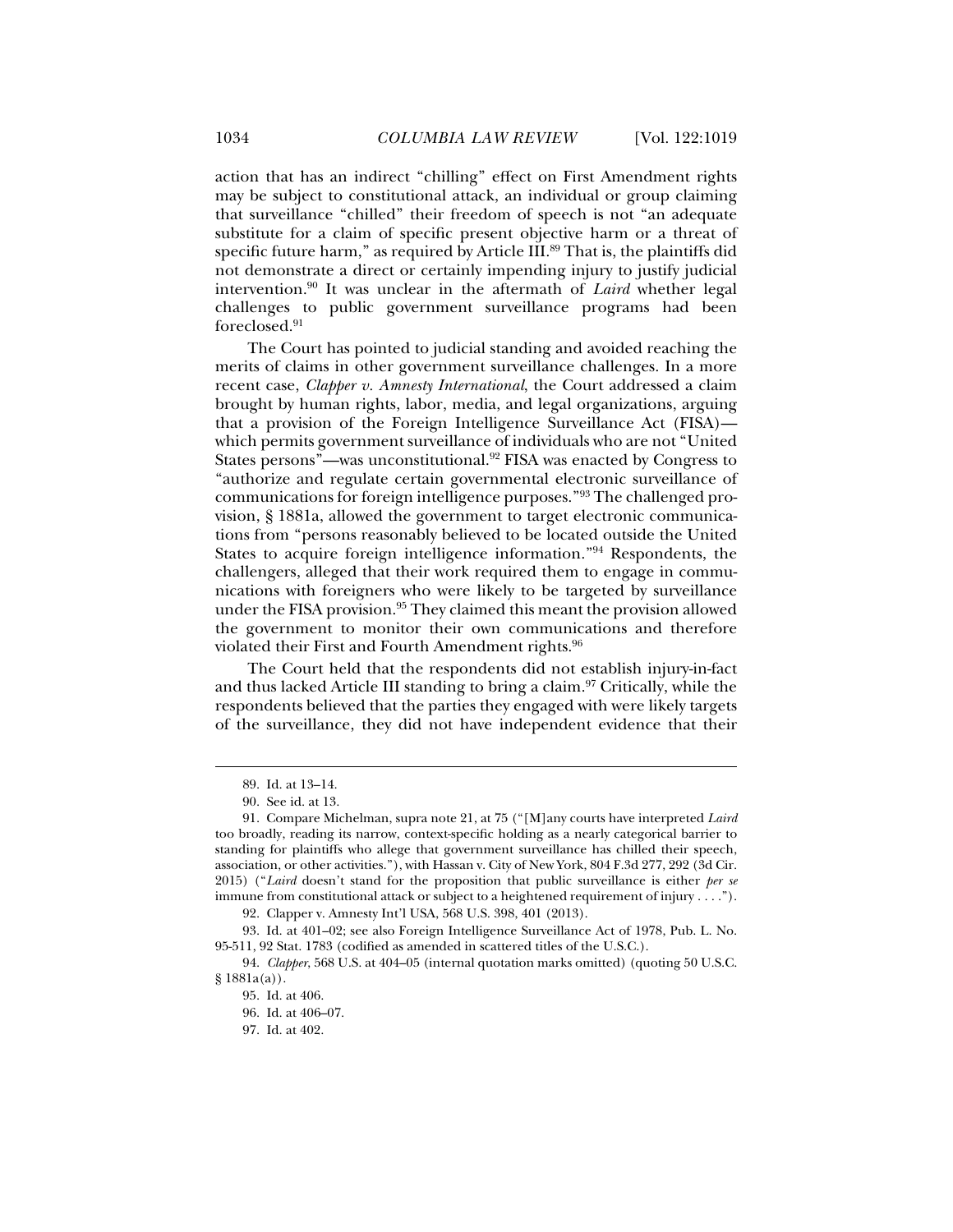action that has an indirect "chilling" effect on First Amendment rights may be subject to constitutional attack, an individual or group claiming that surveillance "chilled" their freedom of speech is not "an adequate substitute for a claim of specific present objective harm or a threat of specific future harm," as required by Article III.[89] That is, the plaintiffs did not demonstrate a direct or certainly impending injury to justify judicial intervention.[90] It was unclear in the aftermath of *Laird* whether legal challenges to public government surveillance programs had been foreclosed.[91]

The Court has pointed to judicial standing and avoided reaching the merits of claims in other government surveillance challenges. In a more recent case, *Clapper v. Amnesty International*, the Court addressed a claim brought by human rights, labor, media, and legal organizations, arguing that a provision of the Foreign Intelligence Surveillance Act (FISA)—which permits government surveillance of individuals who are not "United States persons"—was unconstitutional.[92] FISA was enacted by Congress to "authorize and regulate certain governmental electronic surveillance of communications for foreign intelligence purposes."[93] The challenged provision, § 1881a, allowed the government to target electronic communications from "persons reasonably believed to be located outside the United States to acquire foreign intelligence information."[94] Respondents, the challengers, alleged that their work required them to engage in communications with foreigners who were likely to be targeted by surveillance under the FISA provision.[95] They claimed this meant the provision allowed the government to monitor their own communications and therefore violated their First and Fourth Amendment rights.[96]

The Court held that the respondents did not establish injury-in-fact and thus lacked Article III standing to bring a claim.[97] Critically, while the respondents believed that the parties they engaged with were likely targets of the surveillance, they did not have independent evidence that their

---

89. Id. at 13–14.

90. See id. at 13.

91. Compare Michelman, supra note 21, at 75 ("[M]any courts have interpreted *Laird* too broadly, reading its narrow, context-specific holding as a nearly categorical barrier to standing for plaintiffs who allege that government surveillance has chilled their speech, association, or other activities."), with Hassan v. City of New York, 804 F.3d 277, 292 (3d Cir. 2015) ("*Laird* doesn't stand for the proposition that public surveillance is either *per se* immune from constitutional attack or subject to a heightened requirement of injury . . . .").

92. Clapper v. Amnesty Int'l USA, 568 U.S. 398, 401 (2013).

93. Id. at 401–02; see also Foreign Intelligence Surveillance Act of 1978, Pub. L. No. 95-511, 92 Stat. 1783 (codified as amended in scattered titles of the U.S.C.).

94. *Clapper*, 568 U.S. at 404–05 (internal quotation marks omitted) (quoting 50 U.S.C. § 1881a(a)).

95. Id. at 406.

96. Id. at 406–07.

97. Id. at 402.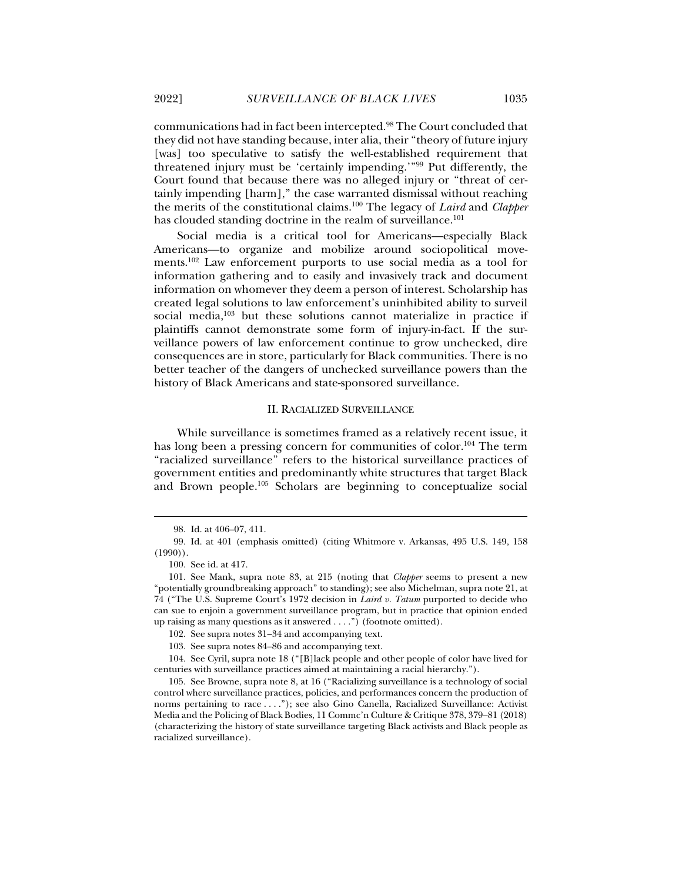communications had in fact been intercepted.[98] The Court concluded that they did not have standing because, inter alia, their "theory of future injury [was] too speculative to satisfy the well-established requirement that threatened injury must be 'certainly impending.'"[99] Put differently, the Court found that because there was no alleged injury or "threat of certainly impending [harm]," the case warranted dismissal without reaching the merits of the constitutional claims.[100] The legacy of *Laird* and *Clapper* has clouded standing doctrine in the realm of surveillance.[101]

Social media is a critical tool for Americans—especially Black Americans—to organize and mobilize around sociopolitical movements.[102] Law enforcement purports to use social media as a tool for information gathering and to easily and invasively track and document information on whomever they deem a person of interest. Scholarship has created legal solutions to law enforcement's uninhibited ability to surveil social media,[103] but these solutions cannot materialize in practice if plaintiffs cannot demonstrate some form of injury-in-fact. If the surveillance powers of law enforcement continue to grow unchecked, dire consequences are in store, particularly for Black communities. There is no better teacher of the dangers of unchecked surveillance powers than the history of Black Americans and state-sponsored surveillance.

## II. RACIALIZED SURVEILLANCE

While surveillance is sometimes framed as a relatively recent issue, it has long been a pressing concern for communities of color.[104] The term "racialized surveillance" refers to the historical surveillance practices of government entities and predominantly white structures that target Black and Brown people.[105] Scholars are beginning to conceptualize social

---

98. Id. at 406–07, 411.

99. Id. at 401 (emphasis omitted) (citing Whitmore v. Arkansas, 495 U.S. 149, 158 (1990)).

100. See id. at 417.

101. See Mank, supra note 83, at 215 (noting that *Clapper* seems to present a new "potentially groundbreaking approach" to standing); see also Michelman, supra note 21, at 74 ("The U.S. Supreme Court's 1972 decision in *Laird v. Tatum* purported to decide who can sue to enjoin a government surveillance program, but in practice that opinion ended up raising as many questions as it answered . . . .") (footnote omitted).

102. See supra notes 31–34 and accompanying text.

103. See supra notes 84–86 and accompanying text.

104. See Cyril, supra note 18 ("[B]lack people and other people of color have lived for centuries with surveillance practices aimed at maintaining a racial hierarchy.").

105. See Browne, supra note 8, at 16 ("Racializing surveillance is a technology of social control where surveillance practices, policies, and performances concern the production of norms pertaining to race . . . ."); see also Gino Canella, Racialized Surveillance: Activist Media and the Policing of Black Bodies, 11 Commc'n Culture & Critique 378, 379–81 (2018) (characterizing the history of state surveillance targeting Black activists and Black people as racialized surveillance).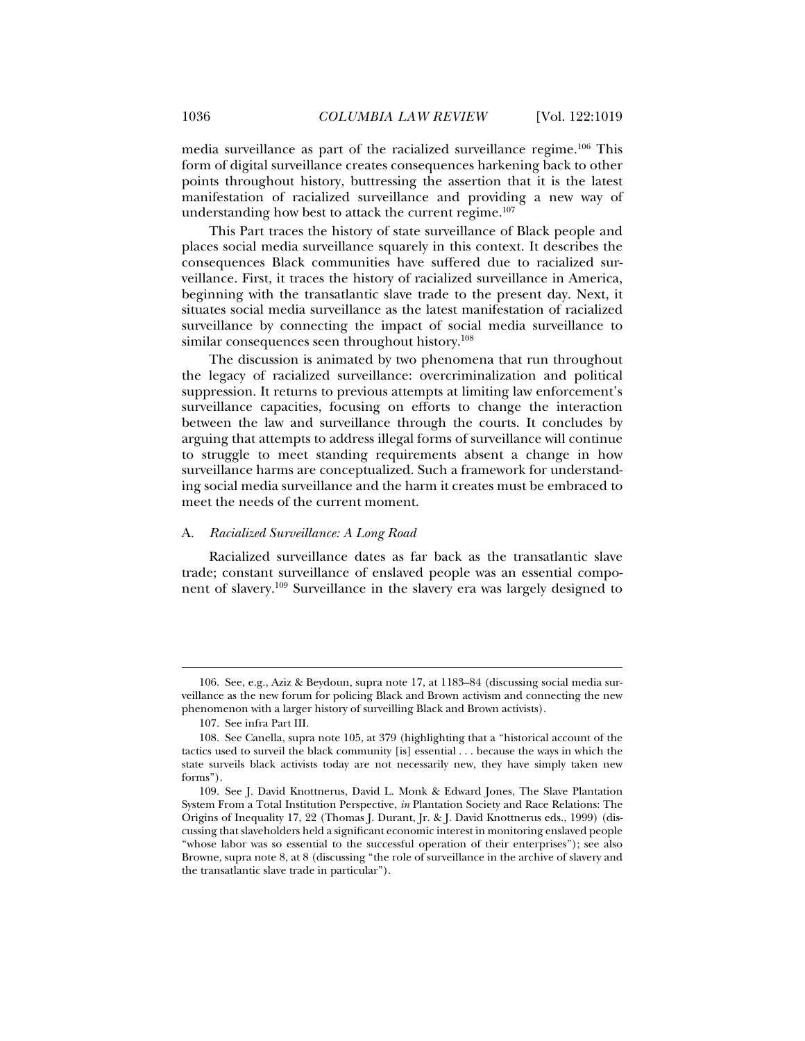media surveillance as part of the racialized surveillance regime.[106] This form of digital surveillance creates consequences harkening back to other points throughout history, buttressing the assertion that it is the latest manifestation of racialized surveillance and providing a new way of understanding how best to attack the current regime.[107]

This Part traces the history of state surveillance of Black people and places social media surveillance squarely in this context. It describes the consequences Black communities have suffered due to racialized surveillance. First, it traces the history of racialized surveillance in America, beginning with the transatlantic slave trade to the present day. Next, it situates social media surveillance as the latest manifestation of racialized surveillance by connecting the impact of social media surveillance to similar consequences seen throughout history.[108]

The discussion is animated by two phenomena that run throughout the legacy of racialized surveillance: overcriminalization and political suppression. It returns to previous attempts at limiting law enforcement's surveillance capacities, focusing on efforts to change the interaction between the law and surveillance through the courts. It concludes by arguing that attempts to address illegal forms of surveillance will continue to struggle to meet standing requirements absent a change in how surveillance harms are conceptualized. Such a framework for understanding social media surveillance and the harm it creates must be embraced to meet the needs of the current moment.

### A. *Racialized Surveillance: A Long Road*

Racialized surveillance dates as far back as the transatlantic slave trade; constant surveillance of enslaved people was an essential component of slavery.[109] Surveillance in the slavery era was largely designed to

---

106. See, e.g., Aziz & Beydoun, supra note 17, at 1183–84 (discussing social media surveillance as the new forum for policing Black and Brown activism and connecting the new phenomenon with a larger history of surveilling Black and Brown activists).

107. See infra Part III.

108. See Canella, supra note 105, at 379 (highlighting that a "historical account of the tactics used to surveil the black community [is] essential . . . because the ways in which the state surveils black activists today are not necessarily new, they have simply taken new forms").

109. See J. David Knottnerus, David L. Monk & Edward Jones, The Slave Plantation System From a Total Institution Perspective, *in* Plantation Society and Race Relations: The Origins of Inequality 17, 22 (Thomas J. Durant, Jr. & J. David Knottnerus eds., 1999) (discussing that slaveholders held a significant economic interest in monitoring enslaved people "whose labor was so essential to the successful operation of their enterprises"); see also Browne, supra note 8, at 8 (discussing "the role of surveillance in the archive of slavery and the transatlantic slave trade in particular").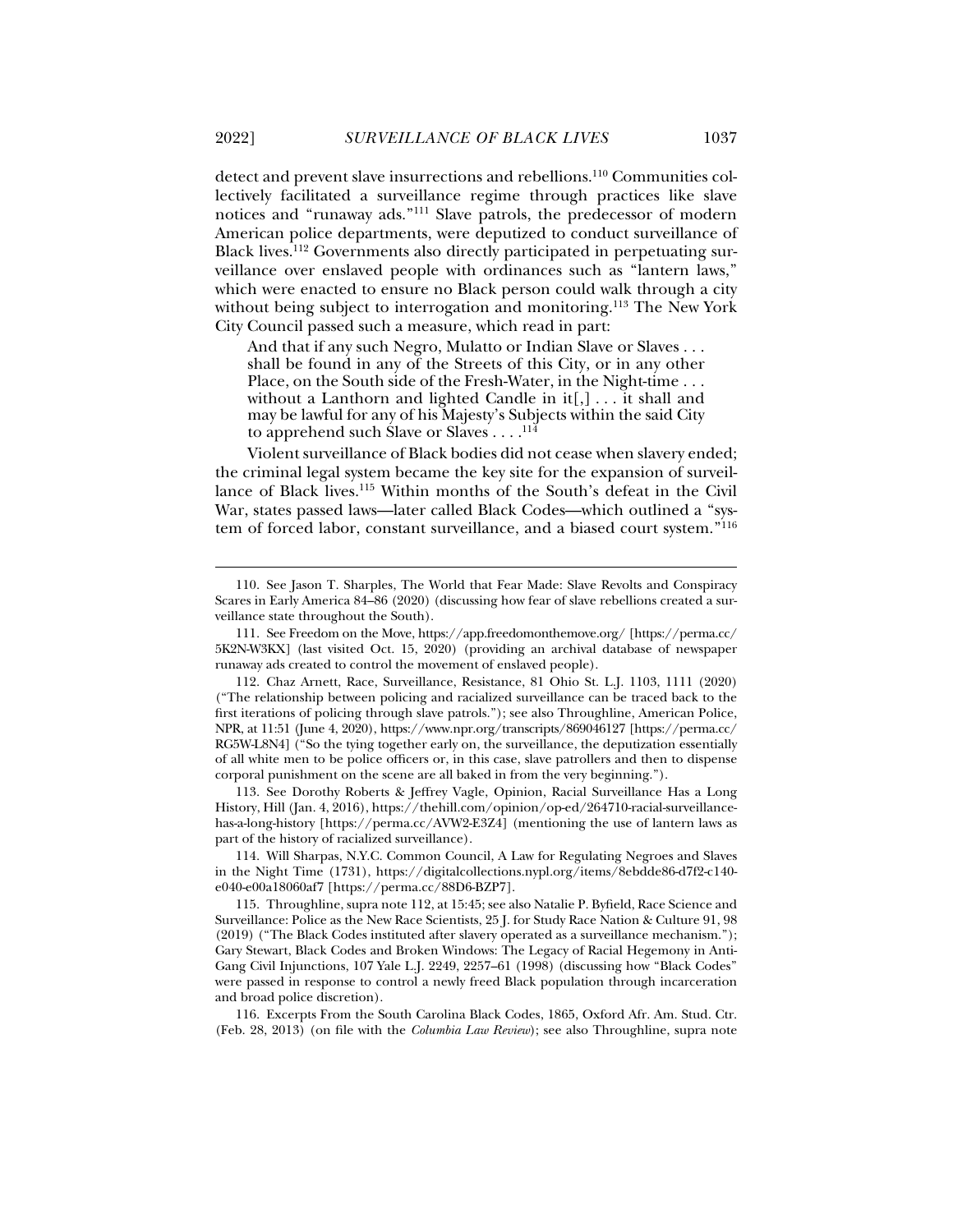detect and prevent slave insurrections and rebellions.[110] Communities collectively facilitated a surveillance regime through practices like slave notices and "runaway ads."[111] Slave patrols, the predecessor of modern American police departments, were deputized to conduct surveillance of Black lives.[112] Governments also directly participated in perpetuating surveillance over enslaved people with ordinances such as "lantern laws," which were enacted to ensure no Black person could walk through a city without being subject to interrogation and monitoring.[113] The New York City Council passed such a measure, which read in part:

> And that if any such Negro, Mulatto or Indian Slave or Slaves . . . shall be found in any of the Streets of this City, or in any other Place, on the South side of the Fresh-Water, in the Night-time . . . without a Lanthorn and lighted Candle in it[,] . . . it shall and may be lawful for any of his Majesty's Subjects within the said City to apprehend such Slave or Slaves . . . .[114]

Violent surveillance of Black bodies did not cease when slavery ended; the criminal legal system became the key site for the expansion of surveillance of Black lives.[115] Within months of the South's defeat in the Civil War, states passed laws—later called Black Codes—which outlined a "system of forced labor, constant surveillance, and a biased court system."[116]

---

110. See Jason T. Sharples, The World that Fear Made: Slave Revolts and Conspiracy Scares in Early America 84–86 (2020) (discussing how fear of slave rebellions created a surveillance state throughout the South).

111. See Freedom on the Move, https://app.freedomonthemove.org/ [https://perma.cc/5K2N-W3KX] (last visited Oct. 15, 2020) (providing an archival database of newspaper runaway ads created to control the movement of enslaved people).

112. Chaz Arnett, Race, Surveillance, Resistance, 81 Ohio St. L.J. 1103, 1111 (2020) ("The relationship between policing and racialized surveillance can be traced back to the first iterations of policing through slave patrols."); see also Throughline, American Police, NPR, at 11:51 (June 4, 2020), https://www.npr.org/transcripts/869046127 [https://perma.cc/RG5W-L8N4] ("So the tying together early on, the surveillance, the deputization essentially of all white men to be police officers or, in this case, slave patrollers and then to dispense corporal punishment on the scene are all baked in from the very beginning.").

113. See Dorothy Roberts & Jeffrey Vagle, Opinion, Racial Surveillance Has a Long History, Hill (Jan. 4, 2016), https://thehill.com/opinion/op-ed/264710-racial-surveillance-has-a-long-history [https://perma.cc/AVW2-E3Z4] (mentioning the use of lantern laws as part of the history of racialized surveillance).

114. Will Sharpas, N.Y.C. Common Council, A Law for Regulating Negroes and Slaves in the Night Time (1731), https://digitalcollections.nypl.org/items/8ebdde86-d7f2-c140-e040-e00a18060af7 [https://perma.cc/88D6-BZP7].

115. Throughline, supra note 112, at 15:45; see also Natalie P. Byfield, Race Science and Surveillance: Police as the New Race Scientists, 25 J. for Study Race Nation & Culture 91, 98 (2019) ("The Black Codes instituted after slavery operated as a surveillance mechanism."); Gary Stewart, Black Codes and Broken Windows: The Legacy of Racial Hegemony in Anti-Gang Civil Injunctions, 107 Yale L.J. 2249, 2257–61 (1998) (discussing how "Black Codes" were passed in response to control a newly freed Black population through incarceration and broad police discretion).

116. Excerpts From the South Carolina Black Codes, 1865, Oxford Afr. Am. Stud. Ctr. (Feb. 28, 2013) (on file with the *Columbia Law Review*); see also Throughline, supra note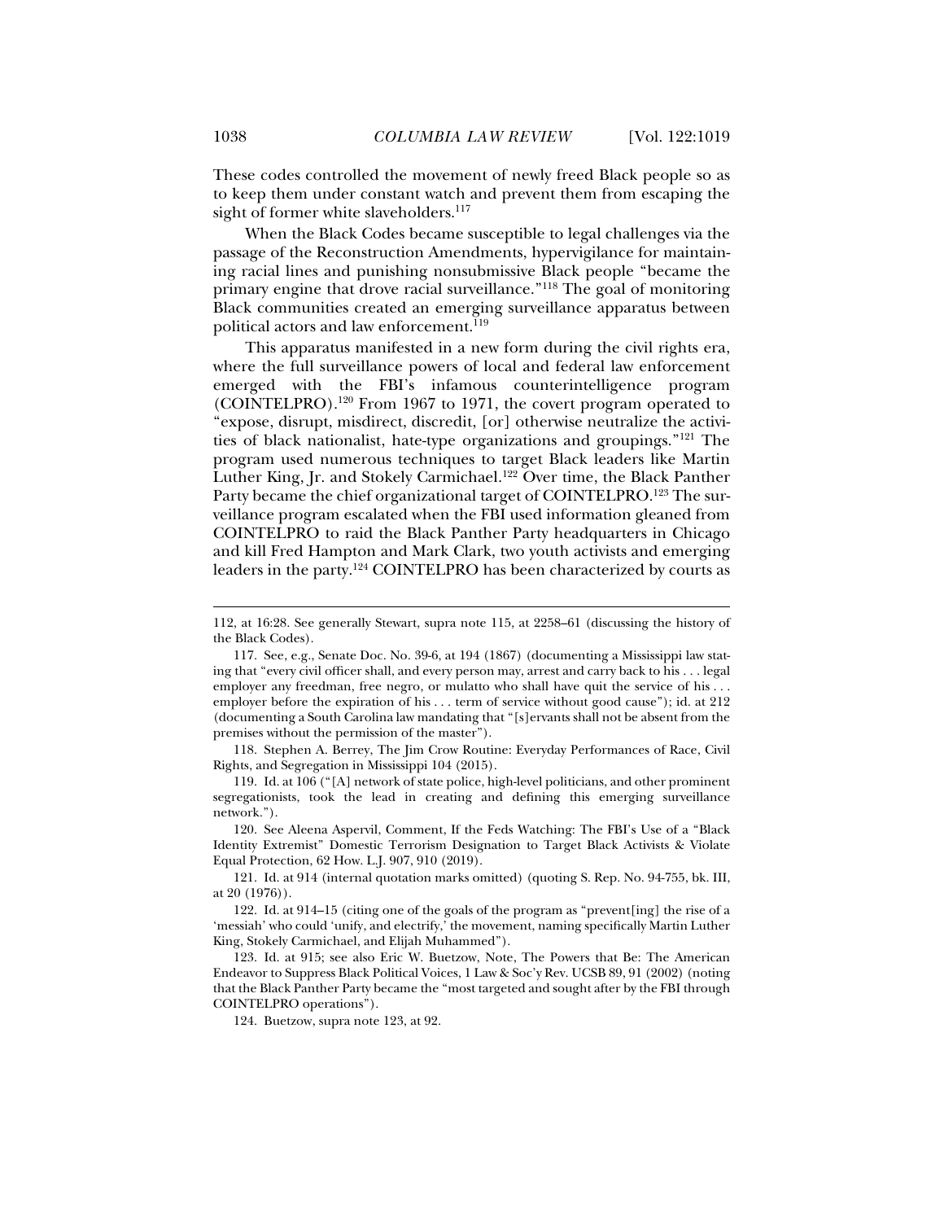These codes controlled the movement of newly freed Black people so as to keep them under constant watch and prevent them from escaping the sight of former white slaveholders.[117]

When the Black Codes became susceptible to legal challenges via the passage of the Reconstruction Amendments, hypervigilance for maintaining racial lines and punishing nonsubmissive Black people "became the primary engine that drove racial surveillance."[118] The goal of monitoring Black communities created an emerging surveillance apparatus between political actors and law enforcement.[119]

This apparatus manifested in a new form during the civil rights era, where the full surveillance powers of local and federal law enforcement emerged with the FBI's infamous counterintelligence program (COINTELPRO).[120] From 1967 to 1971, the covert program operated to "expose, disrupt, misdirect, discredit, [or] otherwise neutralize the activities of black nationalist, hate-type organizations and groupings."[121] The program used numerous techniques to target Black leaders like Martin Luther King, Jr. and Stokely Carmichael.[122] Over time, the Black Panther Party became the chief organizational target of COINTELPRO.[123] The surveillance program escalated when the FBI used information gleaned from COINTELPRO to raid the Black Panther Party headquarters in Chicago and kill Fred Hampton and Mark Clark, two youth activists and emerging leaders in the party.[124] COINTELPRO has been characterized by courts as

---

112, at 16:28. See generally Stewart, supra note 115, at 2258–61 (discussing the history of the Black Codes).

117. See, e.g., Senate Doc. No. 39-6, at 194 (1867) (documenting a Mississippi law stating that "every civil officer shall, and every person may, arrest and carry back to his . . . legal employer any freedman, free negro, or mulatto who shall have quit the service of his . . . employer before the expiration of his . . . term of service without good cause"); id. at 212 (documenting a South Carolina law mandating that "[s]ervants shall not be absent from the premises without the permission of the master").

118. Stephen A. Berrey, The Jim Crow Routine: Everyday Performances of Race, Civil Rights, and Segregation in Mississippi 104 (2015).

119. Id. at 106 ("[A] network of state police, high-level politicians, and other prominent segregationists, took the lead in creating and defining this emerging surveillance network.").

120. See Aleena Aspervil, Comment, If the Feds Watching: The FBI's Use of a "Black Identity Extremist" Domestic Terrorism Designation to Target Black Activists & Violate Equal Protection, 62 How. L.J. 907, 910 (2019).

121. Id. at 914 (internal quotation marks omitted) (quoting S. Rep. No. 94-755, bk. III, at 20 (1976)).

122. Id. at 914–15 (citing one of the goals of the program as "prevent[ing] the rise of a 'messiah' who could 'unify, and electrify,' the movement, naming specifically Martin Luther King, Stokely Carmichael, and Elijah Muhammed").

123. Id. at 915; see also Eric W. Buetzow, Note, The Powers that Be: The American Endeavor to Suppress Black Political Voices, 1 Law & Soc'y Rev. UCSB 89, 91 (2002) (noting that the Black Panther Party became the "most targeted and sought after by the FBI through COINTELPRO operations").

124. Buetzow, supra note 123, at 92.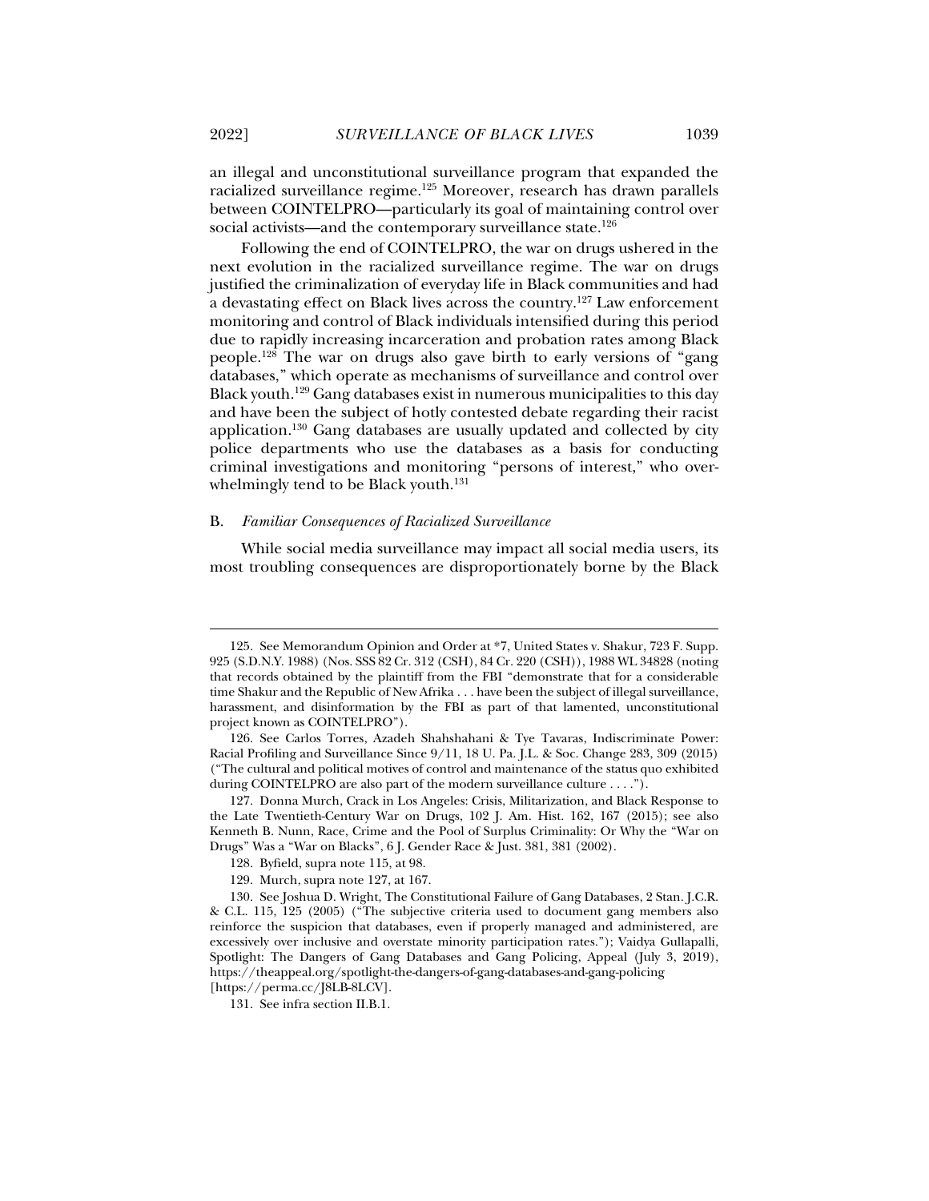an illegal and unconstitutional surveillance program that expanded the racialized surveillance regime.[125] Moreover, research has drawn parallels between COINTELPRO—particularly its goal of maintaining control over social activists—and the contemporary surveillance state.[126]

Following the end of COINTELPRO, the war on drugs ushered in the next evolution in the racialized surveillance regime. The war on drugs justified the criminalization of everyday life in Black communities and had a devastating effect on Black lives across the country.[127] Law enforcement monitoring and control of Black individuals intensified during this period due to rapidly increasing incarceration and probation rates among Black people.[128] The war on drugs also gave birth to early versions of "gang databases," which operate as mechanisms of surveillance and control over Black youth.[129] Gang databases exist in numerous municipalities to this day and have been the subject of hotly contested debate regarding their racist application.[130] Gang databases are usually updated and collected by city police departments who use the databases as a basis for conducting criminal investigations and monitoring "persons of interest," who overwhelmingly tend to be Black youth.[131]

### B. *Familiar Consequences of Racialized Surveillance*

While social media surveillance may impact all social media users, its most troubling consequences are disproportionately borne by the Black

---

125. See Memorandum Opinion and Order at *7, United States v. Shakur, 723 F. Supp. 925 (S.D.N.Y. 1988) (Nos. SSS 82 Cr. 312 (CSH), 84 Cr. 220 (CSH)), 1988 WL 34828 (noting that records obtained by the plaintiff from the FBI "demonstrate that for a considerable time Shakur and the Republic of New Afrika . . . have been the subject of illegal surveillance, harassment, and disinformation by the FBI as part of that lamented, unconstitutional project known as COINTELPRO").

126. See Carlos Torres, Azadeh Shahshahani & Tye Tavaras, Indiscriminate Power: Racial Profiling and Surveillance Since 9/11, 18 U. Pa. J.L. & Soc. Change 283, 309 (2015) ("The cultural and political motives of control and maintenance of the status quo exhibited during COINTELPRO are also part of the modern surveillance culture . . . .").

127. Donna Murch, Crack in Los Angeles: Crisis, Militarization, and Black Response to the Late Twentieth-Century War on Drugs, 102 J. Am. Hist. 162, 167 (2015); see also Kenneth B. Nunn, Race, Crime and the Pool of Surplus Criminality: Or Why the "War on Drugs" Was a "War on Blacks", 6 J. Gender Race & Just. 381, 381 (2002).

128. Byfield, supra note 115, at 98.

129. Murch, supra note 127, at 167.

130. See Joshua D. Wright, The Constitutional Failure of Gang Databases, 2 Stan. J.C.R. & C.L. 115, 125 (2005) ("The subjective criteria used to document gang members also reinforce the suspicion that databases, even if properly managed and administered, are excessively over inclusive and overstate minority participation rates."); Vaidya Gullapalli, Spotlight: The Dangers of Gang Databases and Gang Policing, Appeal (July 3, 2019), https://theappeal.org/spotlight-the-dangers-of-gang-databases-and-gang-policing [https://perma.cc/J8LB-8LCV].

131. See infra section II.B.1.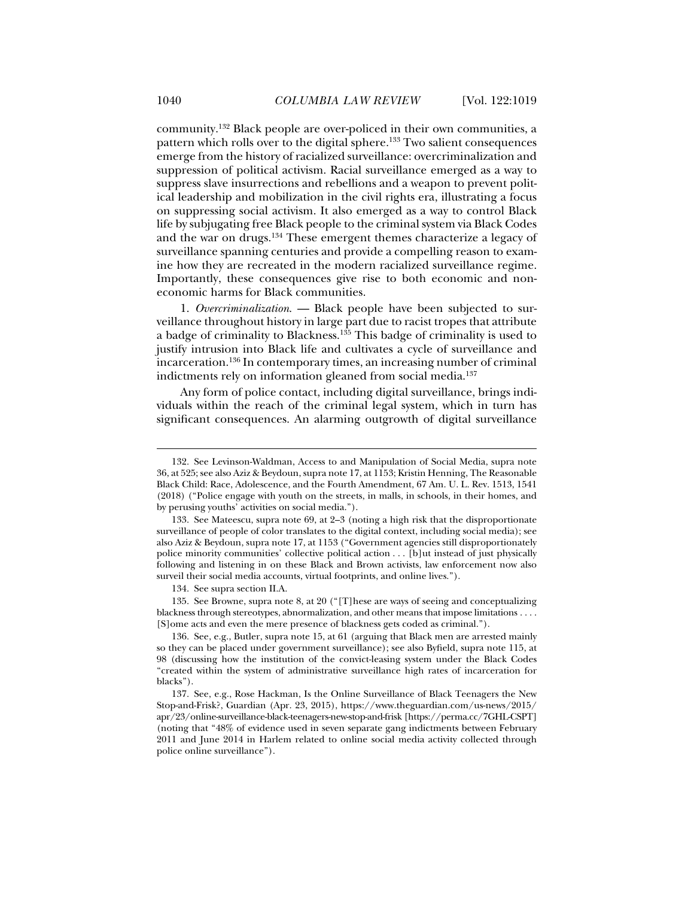community.[132] Black people are over-policed in their own communities, a pattern which rolls over to the digital sphere.[133] Two salient consequences emerge from the history of racialized surveillance: overcriminalization and suppression of political activism. Racial surveillance emerged as a way to suppress slave insurrections and rebellions and a weapon to prevent political leadership and mobilization in the civil rights era, illustrating a focus on suppressing social activism. It also emerged as a way to control Black life by subjugating free Black people to the criminal system via Black Codes and the war on drugs.[134] These emergent themes characterize a legacy of surveillance spanning centuries and provide a compelling reason to examine how they are recreated in the modern racialized surveillance regime. Importantly, these consequences give rise to both economic and non-economic harms for Black communities.

1. *Overcriminalization.* — Black people have been subjected to surveillance throughout history in large part due to racist tropes that attribute a badge of criminality to Blackness.[135] This badge of criminality is used to justify intrusion into Black life and cultivates a cycle of surveillance and incarceration.[136] In contemporary times, an increasing number of criminal indictments rely on information gleaned from social media.[137]

Any form of police contact, including digital surveillance, brings individuals within the reach of the criminal legal system, which in turn has significant consequences. An alarming outgrowth of digital surveillance

---

132. See Levinson-Waldman, Access to and Manipulation of Social Media, supra note 36, at 525; see also Aziz & Beydoun, supra note 17, at 1153; Kristin Henning, The Reasonable Black Child: Race, Adolescence, and the Fourth Amendment, 67 Am. U. L. Rev. 1513, 1541 (2018) ("Police engage with youth on the streets, in malls, in schools, in their homes, and by perusing youths' activities on social media.").

133. See Mateescu, supra note 69, at 2–3 (noting a high risk that the disproportionate surveillance of people of color translates to the digital context, including social media); see also Aziz & Beydoun, supra note 17, at 1153 ("Government agencies still disproportionately police minority communities' collective political action . . . [b]ut instead of just physically following and listening in on these Black and Brown activists, law enforcement now also surveil their social media accounts, virtual footprints, and online lives.").

134. See supra section II.A.

135. See Browne, supra note 8, at 20 ("[T]hese are ways of seeing and conceptualizing blackness through stereotypes, abnormalization, and other means that impose limitations . . . . [S]ome acts and even the mere presence of blackness gets coded as criminal.").

136. See, e.g., Butler, supra note 15, at 61 (arguing that Black men are arrested mainly so they can be placed under government surveillance); see also Byfield, supra note 115, at 98 (discussing how the institution of the convict-leasing system under the Black Codes "created within the system of administrative surveillance high rates of incarceration for blacks").

137. See, e.g., Rose Hackman, Is the Online Surveillance of Black Teenagers the New Stop-and-Frisk?, Guardian (Apr. 23, 2015), https://www.theguardian.com/us-news/2015/apr/23/online-surveillance-black-teenagers-new-stop-and-frisk [https://perma.cc/7GHL-CSPT] (noting that "48% of evidence used in seven separate gang indictments between February 2011 and June 2014 in Harlem related to online social media activity collected through police online surveillance").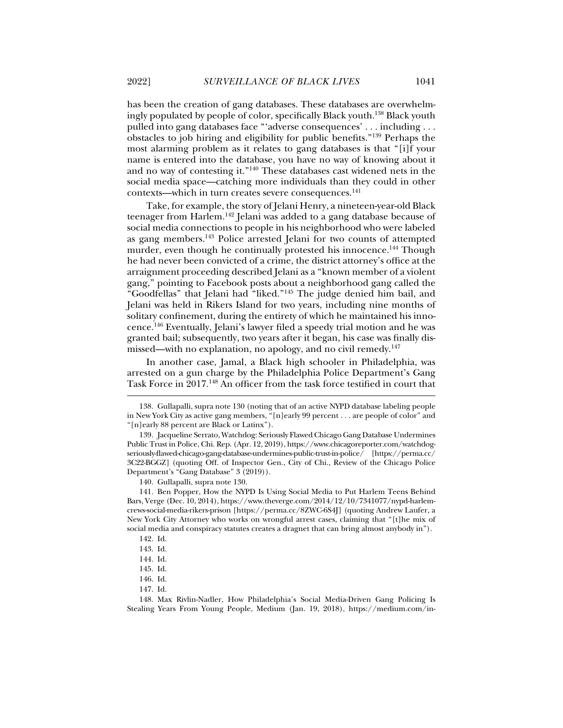has been the creation of gang databases. These databases are overwhelmingly populated by people of color, specifically Black youth.[138] Black youth pulled into gang databases face "'adverse consequences' . . . including . . . obstacles to job hiring and eligibility for public benefits."[139] Perhaps the most alarming problem as it relates to gang databases is that "[i]f your name is entered into the database, you have no way of knowing about it and no way of contesting it."[140] These databases cast widened nets in the social media space—catching more individuals than they could in other contexts—which in turn creates severe consequences.[141]

Take, for example, the story of Jelani Henry, a nineteen-year-old Black teenager from Harlem.[142] Jelani was added to a gang database because of social media connections to people in his neighborhood who were labeled as gang members.[143] Police arrested Jelani for two counts of attempted murder, even though he continually protested his innocence.[144] Though he had never been convicted of a crime, the district attorney's office at the arraignment proceeding described Jelani as a "known member of a violent gang," pointing to Facebook posts about a neighborhood gang called the "Goodfellas" that Jelani had "liked."[145] The judge denied him bail, and Jelani was held in Rikers Island for two years, including nine months of solitary confinement, during the entirety of which he maintained his innocence.[146] Eventually, Jelani's lawyer filed a speedy trial motion and he was granted bail; subsequently, two years after it began, his case was finally dismissed—with no explanation, no apology, and no civil remedy.[147]

In another case, Jamal, a Black high schooler in Philadelphia, was arrested on a gun charge by the Philadelphia Police Department's Gang Task Force in 2017.[148] An officer from the task force testified in court that

---

138. Gullapalli, supra note 130 (noting that of an active NYPD database labeling people in New York City as active gang members, "[n]early 99 percent . . . are people of color" and "[n]early 88 percent are Black or Latinx").

139. Jacqueline Serrato, Watchdog: Seriously Flawed Chicago Gang Database Undermines Public Trust in Police, Chi. Rep. (Apr. 12, 2019), https://www.chicagoreporter.com/watchdog-seriously-flawed-chicago-gang-database-undermines-public-trust-in-police/ [https://perma.cc/3C22-BGGZ] (quoting Off. of Inspector Gen., City of Chi., Review of the Chicago Police Department's "Gang Database" 3 (2019)).

140. Gullapalli, supra note 130.

141. Ben Popper, How the NYPD Is Using Social Media to Put Harlem Teens Behind Bars, Verge (Dec. 10, 2014), https://www.theverge.com/2014/12/10/7341077/nypd-harlem-crews-social-media-rikers-prison [https://perma.cc/8ZWC-6S4J] (quoting Andrew Laufer, a New York City Attorney who works on wrongful arrest cases, claiming that "[t]he mix of social media and conspiracy statutes creates a dragnet that can bring almost anybody in").

142. Id.

143. Id.

144. Id.

145. Id.

146. Id.

147. Id.

148. Max Rivlin-Nadler, How Philadelphia's Social Media-Driven Gang Policing Is Stealing Years From Young People, Medium (Jan. 19, 2018), https://medium.com/in-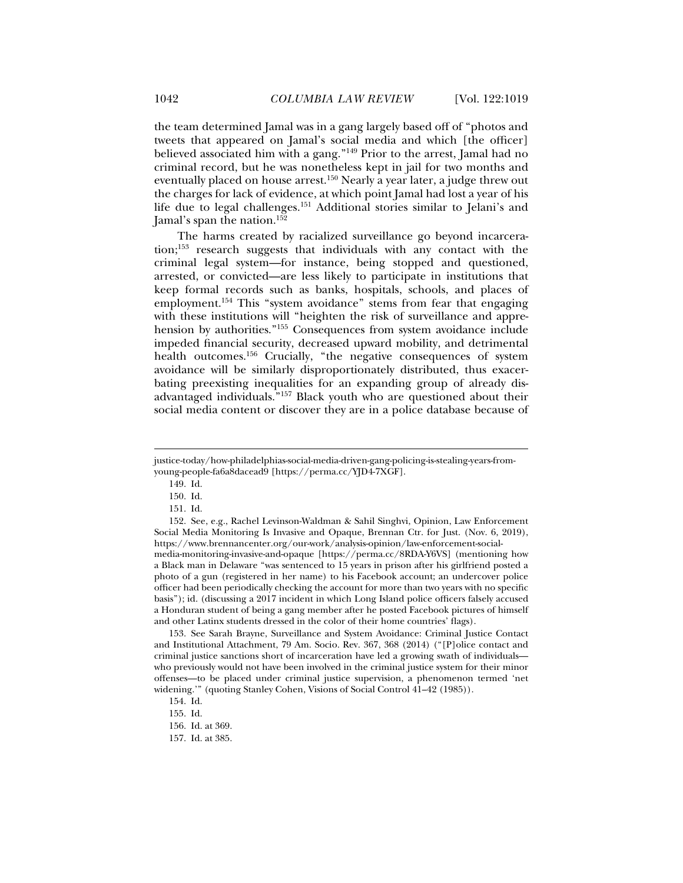the team determined Jamal was in a gang largely based off of "photos and tweets that appeared on Jamal's social media and which [the officer] believed associated him with a gang."[149] Prior to the arrest, Jamal had no criminal record, but he was nonetheless kept in jail for two months and eventually placed on house arrest.[150] Nearly a year later, a judge threw out the charges for lack of evidence, at which point Jamal had lost a year of his life due to legal challenges.[151] Additional stories similar to Jelani's and Jamal's span the nation.[152]

The harms created by racialized surveillance go beyond incarceration;[153] research suggests that individuals with any contact with the criminal legal system—for instance, being stopped and questioned, arrested, or convicted—are less likely to participate in institutions that keep formal records such as banks, hospitals, schools, and places of employment.[154] This "system avoidance" stems from fear that engaging with these institutions will "heighten the risk of surveillance and apprehension by authorities."[155] Consequences from system avoidance include impeded financial security, decreased upward mobility, and detrimental health outcomes.[156] Crucially, "the negative consequences of system avoidance will be similarly disproportionately distributed, thus exacerbating preexisting inequalities for an expanding group of already disadvantaged individuals."[157] Black youth who are questioned about their social media content or discover they are in a police database because of

---

justice-today/how-philadelphias-social-media-driven-gang-policing-is-stealing-years-from-young-people-fa6a8dacead9 [https://perma.cc/YJD4-7XGF].

149. Id.

150. Id.

151. Id.

152. See, e.g., Rachel Levinson-Waldman & Sahil Singhvi, Opinion, Law Enforcement Social Media Monitoring Is Invasive and Opaque, Brennan Ctr. for Just. (Nov. 6, 2019), https://www.brennancenter.org/our-work/analysis-opinion/law-enforcement-social-media-monitoring-invasive-and-opaque [https://perma.cc/8RDA-Y6VS] (mentioning how a Black man in Delaware "was sentenced to 15 years in prison after his girlfriend posted a photo of a gun (registered in her name) to his Facebook account; an undercover police officer had been periodically checking the account for more than two years with no specific basis"); id. (discussing a 2017 incident in which Long Island police officers falsely accused a Honduran student of being a gang member after he posted Facebook pictures of himself and other Latinx students dressed in the color of their home countries' flags).

153. See Sarah Brayne, Surveillance and System Avoidance: Criminal Justice Contact and Institutional Attachment, 79 Am. Socio. Rev. 367, 368 (2014) ("[P]olice contact and criminal justice sanctions short of incarceration have led a growing swath of individuals—who previously would not have been involved in the criminal justice system for their minor offenses—to be placed under criminal justice supervision, a phenomenon termed 'net widening.'" (quoting Stanley Cohen, Visions of Social Control 41–42 (1985)).

154. Id.

155. Id.

156. Id. at 369.

157. Id. at 385.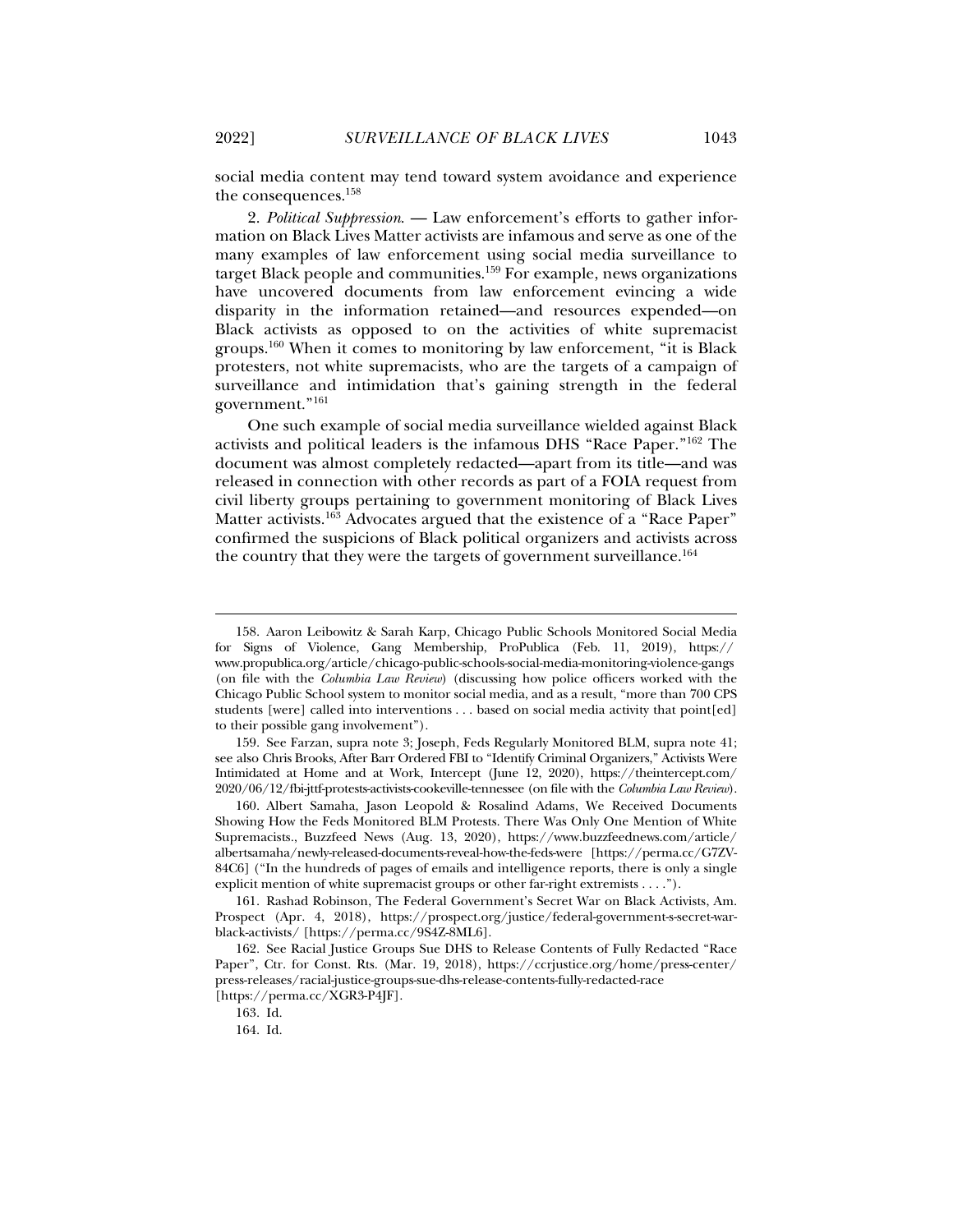social media content may tend toward system avoidance and experience the consequences.[158]

2. *Political Suppression*. — Law enforcement's efforts to gather information on Black Lives Matter activists are infamous and serve as one of the many examples of law enforcement using social media surveillance to target Black people and communities.[159] For example, news organizations have uncovered documents from law enforcement evincing a wide disparity in the information retained—and resources expended—on Black activists as opposed to on the activities of white supremacist groups.[160] When it comes to monitoring by law enforcement, "it is Black protesters, not white supremacists, who are the targets of a campaign of surveillance and intimidation that's gaining strength in the federal government."[161]

One such example of social media surveillance wielded against Black activists and political leaders is the infamous DHS "Race Paper."[162] The document was almost completely redacted—apart from its title—and was released in connection with other records as part of a FOIA request from civil liberty groups pertaining to government monitoring of Black Lives Matter activists.[163] Advocates argued that the existence of a "Race Paper" confirmed the suspicions of Black political organizers and activists across the country that they were the targets of government surveillance.[164]

---

158. Aaron Leibowitz & Sarah Karp, Chicago Public Schools Monitored Social Media for Signs of Violence, Gang Membership, ProPublica (Feb. 11, 2019), https://www.propublica.org/article/chicago-public-schools-social-media-monitoring-violence-gangs (on file with the *Columbia Law Review*) (discussing how police officers worked with the Chicago Public School system to monitor social media, and as a result, "more than 700 CPS students [were] called into interventions . . . based on social media activity that point[ed] to their possible gang involvement").

159. See Farzan, supra note 3; Joseph, Feds Regularly Monitored BLM, supra note 41; see also Chris Brooks, After Barr Ordered FBI to "Identify Criminal Organizers," Activists Were Intimidated at Home and at Work, Intercept (June 12, 2020), https://theintercept.com/2020/06/12/fbi-jttf-protests-activists-cookeville-tennessee (on file with the *Columbia Law Review*).

160. Albert Samaha, Jason Leopold & Rosalind Adams, We Received Documents Showing How the Feds Monitored BLM Protests. There Was Only One Mention of White Supremacists., Buzzfeed News (Aug. 13, 2020), https://www.buzzfeednews.com/article/albertsamaha/newly-released-documents-reveal-how-the-feds-were [https://perma.cc/G7ZV-84C6] ("In the hundreds of pages of emails and intelligence reports, there is only a single explicit mention of white supremacist groups or other far-right extremists . . . .").

161. Rashad Robinson, The Federal Government's Secret War on Black Activists, Am. Prospect (Apr. 4, 2018), https://prospect.org/justice/federal-government-s-secret-war-black-activists/ [https://perma.cc/9S4Z-8ML6].

162. See Racial Justice Groups Sue DHS to Release Contents of Fully Redacted "Race Paper", Ctr. for Const. Rts. (Mar. 19, 2018), https://ccrjustice.org/home/press-center/press-releases/racial-justice-groups-sue-dhs-release-contents-fully-redacted-race [https://perma.cc/XGR3-P4JF].

163. Id.

164. Id.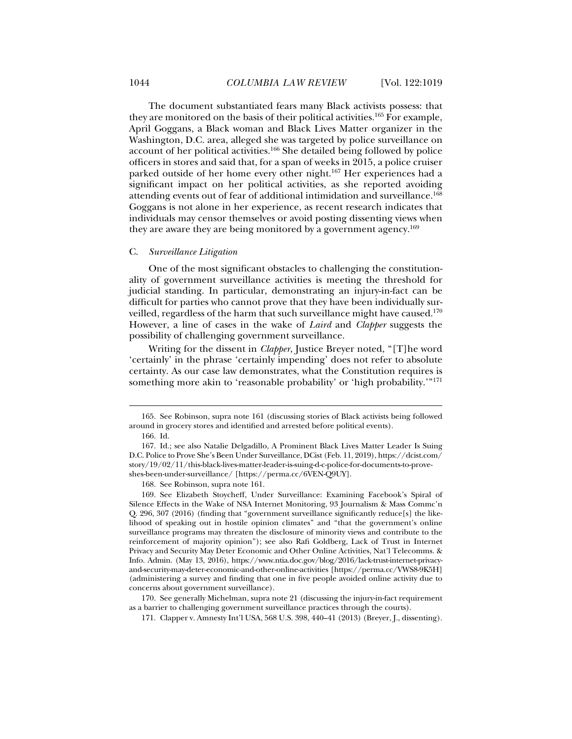The document substantiated fears many Black activists possess: that they are monitored on the basis of their political activities.[165] For example, April Goggans, a Black woman and Black Lives Matter organizer in the Washington, D.C. area, alleged she was targeted by police surveillance on account of her political activities.[166] She detailed being followed by police officers in stores and said that, for a span of weeks in 2015, a police cruiser parked outside of her home every other night.[167] Her experiences had a significant impact on her political activities, as she reported avoiding attending events out of fear of additional intimidation and surveillance.[168] Goggans is not alone in her experience, as recent research indicates that individuals may censor themselves or avoid posting dissenting views when they are aware they are being monitored by a government agency.[169]

### C. *Surveillance Litigation*

One of the most significant obstacles to challenging the constitutionality of government surveillance activities is meeting the threshold for judicial standing. In particular, demonstrating an injury-in-fact can be difficult for parties who cannot prove that they have been individually surveilled, regardless of the harm that such surveillance might have caused.[170] However, a line of cases in the wake of *Laird* and *Clapper* suggests the possibility of challenging government surveillance.

Writing for the dissent in *Clapper*, Justice Breyer noted, "[T]he word 'certainly' in the phrase 'certainly impending' does not refer to absolute certainty. As our case law demonstrates, what the Constitution requires is something more akin to 'reasonable probability' or 'high probability.'"[171]

---

165. See Robinson, supra note 161 (discussing stories of Black activists being followed around in grocery stores and identified and arrested before political events).

166. Id.

167. Id.; see also Natalie Delgadillo, A Prominent Black Lives Matter Leader Is Suing D.C. Police to Prove She's Been Under Surveillance, DCist (Feb. 11, 2019), https://dcist.com/story/19/02/11/this-black-lives-matter-leader-is-suing-d-c-police-for-documents-to-prove-shes-been-under-surveillance/ [https://perma.cc/6VEN-Q9UY].

168. See Robinson, supra note 161.

169. See Elizabeth Stoycheff, Under Surveillance: Examining Facebook's Spiral of Silence Effects in the Wake of NSA Internet Monitoring, 93 Journalism & Mass Commc'n Q. 296, 307 (2016) (finding that "government surveillance significantly reduce[s] the likelihood of speaking out in hostile opinion climates" and "that the government's online surveillance programs may threaten the disclosure of minority views and contribute to the reinforcement of majority opinion"); see also Rafi Goldberg, Lack of Trust in Internet Privacy and Security May Deter Economic and Other Online Activities, Nat'l Telecomms. & Info. Admin. (May 13, 2016), https://www.ntia.doc.gov/blog/2016/lack-trust-internet-privacy-and-security-may-deter-economic-and-other-online-activities [https://perma.cc/VWS8-9K5H] (administering a survey and finding that one in five people avoided online activity due to concerns about government surveillance).

170. See generally Michelman, supra note 21 (discussing the injury-in-fact requirement as a barrier to challenging government surveillance practices through the courts).

171. Clapper v. Amnesty Int'l USA, 568 U.S. 398, 440–41 (2013) (Breyer, J., dissenting).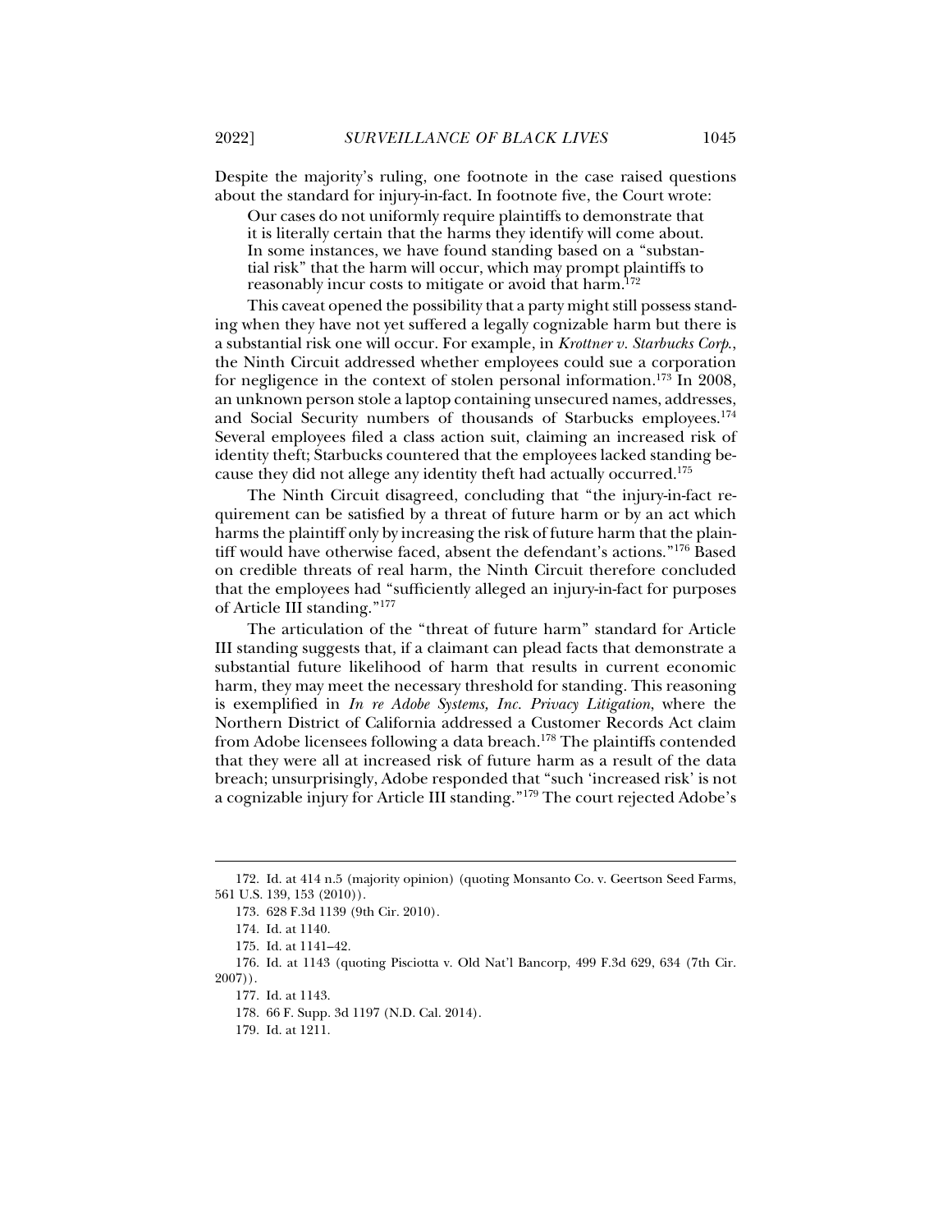Despite the majority's ruling, one footnote in the case raised questions about the standard for injury-in-fact. In footnote five, the Court wrote:

> Our cases do not uniformly require plaintiffs to demonstrate that it is literally certain that the harms they identify will come about. In some instances, we have found standing based on a "substantial risk" that the harm will occur, which may prompt plaintiffs to reasonably incur costs to mitigate or avoid that harm.[172]

This caveat opened the possibility that a party might still possess standing when they have not yet suffered a legally cognizable harm but there is a substantial risk one will occur. For example, in *Krottner v. Starbucks Corp.*, the Ninth Circuit addressed whether employees could sue a corporation for negligence in the context of stolen personal information.[173] In 2008, an unknown person stole a laptop containing unsecured names, addresses, and Social Security numbers of thousands of Starbucks employees.[174] Several employees filed a class action suit, claiming an increased risk of identity theft; Starbucks countered that the employees lacked standing because they did not allege any identity theft had actually occurred.[175]

The Ninth Circuit disagreed, concluding that "the injury-in-fact requirement can be satisfied by a threat of future harm or by an act which harms the plaintiff only by increasing the risk of future harm that the plaintiff would have otherwise faced, absent the defendant's actions."[176] Based on credible threats of real harm, the Ninth Circuit therefore concluded that the employees had "sufficiently alleged an injury-in-fact for purposes of Article III standing."[177]

The articulation of the "threat of future harm" standard for Article III standing suggests that, if a claimant can plead facts that demonstrate a substantial future likelihood of harm that results in current economic harm, they may meet the necessary threshold for standing. This reasoning is exemplified in *In re Adobe Systems, Inc. Privacy Litigation*, where the Northern District of California addressed a Customer Records Act claim from Adobe licensees following a data breach.[178] The plaintiffs contended that they were all at increased risk of future harm as a result of the data breach; unsurprisingly, Adobe responded that "such 'increased risk' is not a cognizable injury for Article III standing."[179] The court rejected Adobe's

---

172. Id. at 414 n.5 (majority opinion) (quoting Monsanto Co. v. Geertson Seed Farms, 561 U.S. 139, 153 (2010)).

173. 628 F.3d 1139 (9th Cir. 2010).

174. Id. at 1140.

175. Id. at 1141–42.

176. Id. at 1143 (quoting Pisciotta v. Old Nat'l Bancorp, 499 F.3d 629, 634 (7th Cir. 2007)).

177. Id. at 1143.

178. 66 F. Supp. 3d 1197 (N.D. Cal. 2014).

179. Id. at 1211.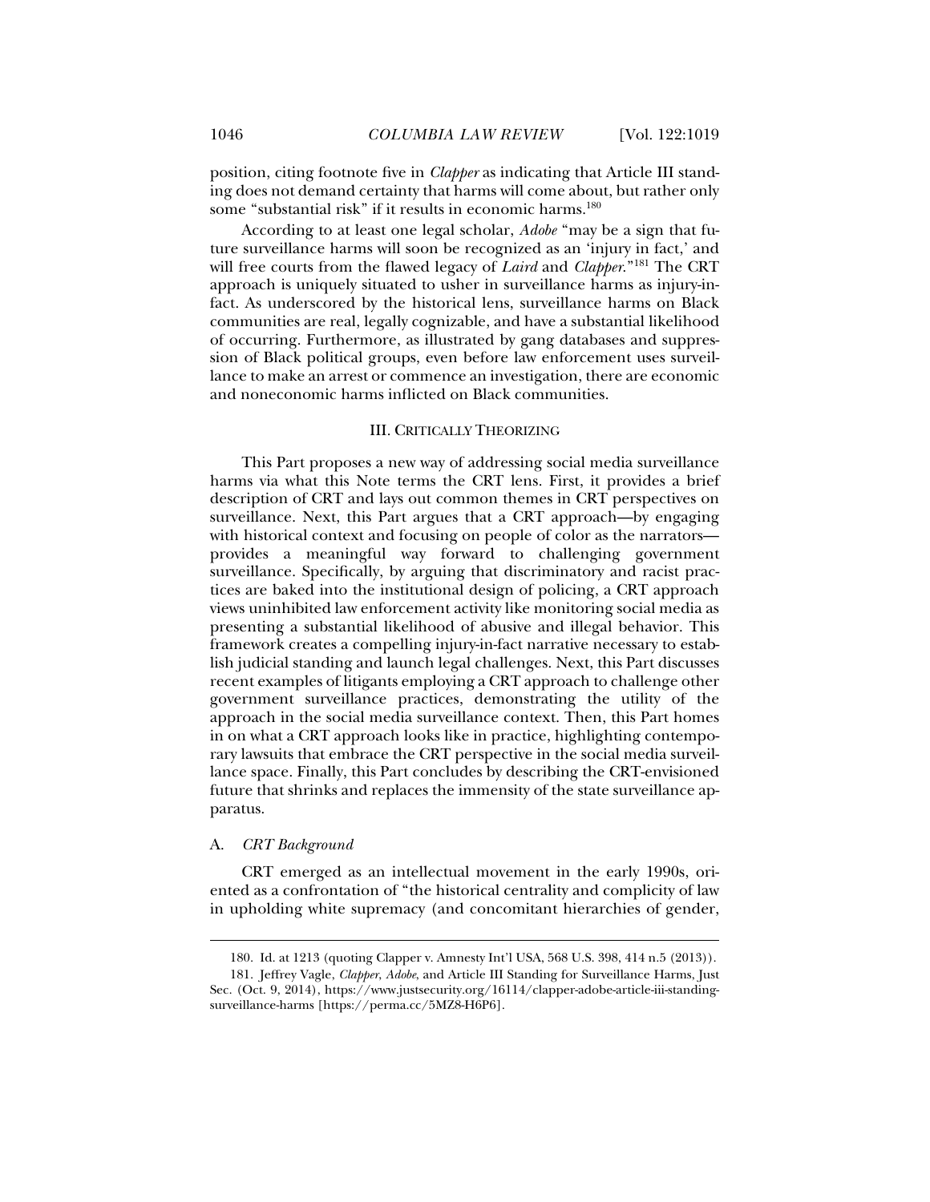position, citing footnote five in *Clapper* as indicating that Article III standing does not demand certainty that harms will come about, but rather only some "substantial risk" if it results in economic harms.[180]

According to at least one legal scholar, *Adobe* "may be a sign that future surveillance harms will soon be recognized as an 'injury in fact,' and will free courts from the flawed legacy of *Laird* and *Clapper*."[181] The CRT approach is uniquely situated to usher in surveillance harms as injury-in-fact. As underscored by the historical lens, surveillance harms on Black communities are real, legally cognizable, and have a substantial likelihood of occurring. Furthermore, as illustrated by gang databases and suppression of Black political groups, even before law enforcement uses surveillance to make an arrest or commence an investigation, there are economic and noneconomic harms inflicted on Black communities.

## III. CRITICALLY THEORIZING

This Part proposes a new way of addressing social media surveillance harms via what this Note terms the CRT lens. First, it provides a brief description of CRT and lays out common themes in CRT perspectives on surveillance. Next, this Part argues that a CRT approach—by engaging with historical context and focusing on people of color as the narrators—provides a meaningful way forward to challenging government surveillance. Specifically, by arguing that discriminatory and racist practices are baked into the institutional design of policing, a CRT approach views uninhibited law enforcement activity like monitoring social media as presenting a substantial likelihood of abusive and illegal behavior. This framework creates a compelling injury-in-fact narrative necessary to establish judicial standing and launch legal challenges. Next, this Part discusses recent examples of litigants employing a CRT approach to challenge other government surveillance practices, demonstrating the utility of the approach in the social media surveillance context. Then, this Part homes in on what a CRT approach looks like in practice, highlighting contemporary lawsuits that embrace the CRT perspective in the social media surveillance space. Finally, this Part concludes by describing the CRT-envisioned future that shrinks and replaces the immensity of the state surveillance apparatus.

### A. *CRT Background*

CRT emerged as an intellectual movement in the early 1990s, oriented as a confrontation of "the historical centrality and complicity of law in upholding white supremacy (and concomitant hierarchies of gender,

---

180. Id. at 1213 (quoting Clapper v. Amnesty Int'l USA, 568 U.S. 398, 414 n.5 (2013)).

181. Jeffrey Vagle, *Clapper*, *Adobe*, and Article III Standing for Surveillance Harms, Just Sec. (Oct. 9, 2014), https://www.justsecurity.org/16114/clapper-adobe-article-iii-standing-surveillance-harms [https://perma.cc/5MZ8-H6P6].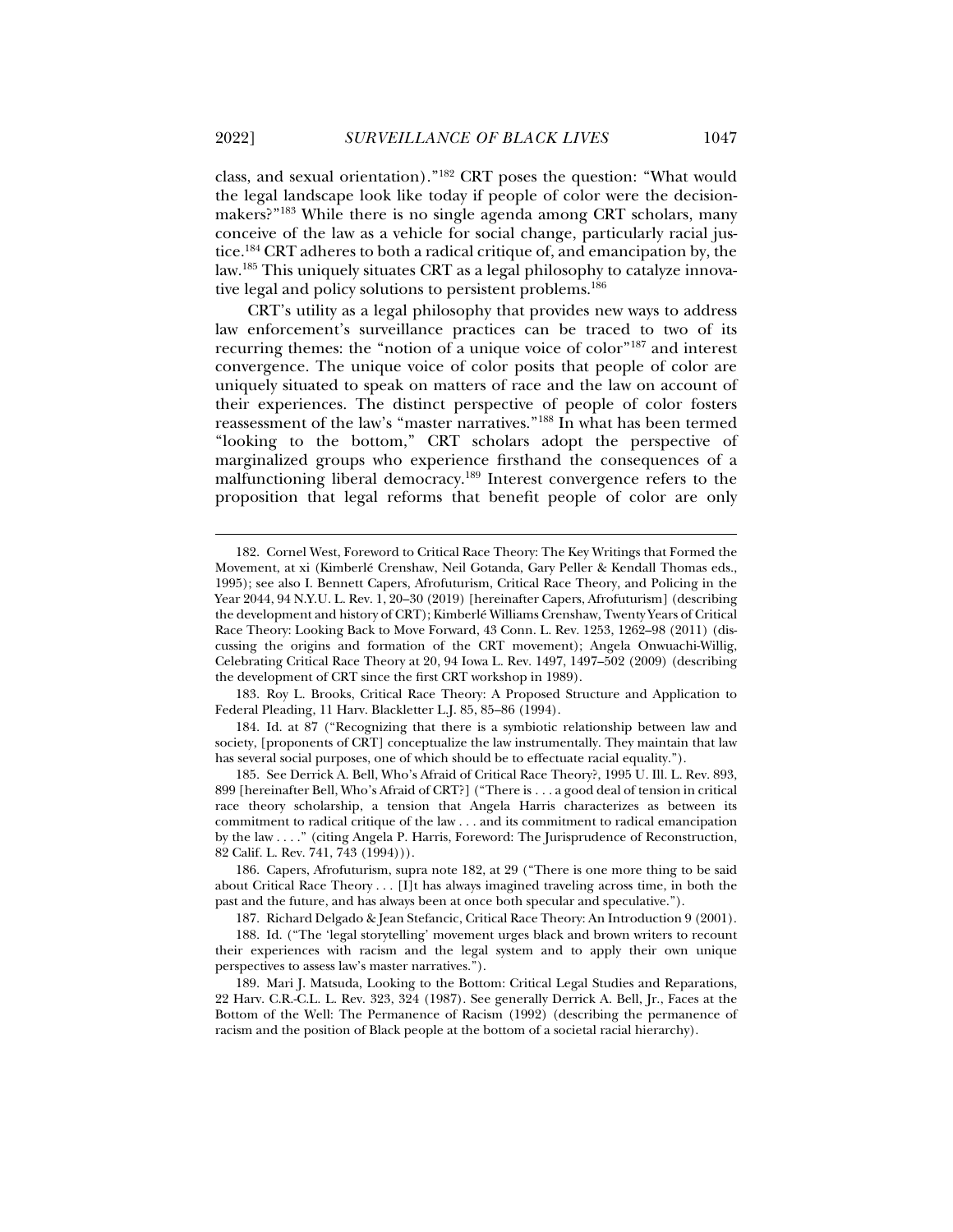class, and sexual orientation)."[182] CRT poses the question: "What would the legal landscape look like today if people of color were the decision-makers?"[183] While there is no single agenda among CRT scholars, many conceive of the law as a vehicle for social change, particularly racial justice.[184] CRT adheres to both a radical critique of, and emancipation by, the law.[185] This uniquely situates CRT as a legal philosophy to catalyze innovative legal and policy solutions to persistent problems.[186]

CRT's utility as a legal philosophy that provides new ways to address law enforcement's surveillance practices can be traced to two of its recurring themes: the "notion of a unique voice of color"[187] and interest convergence. The unique voice of color posits that people of color are uniquely situated to speak on matters of race and the law on account of their experiences. The distinct perspective of people of color fosters reassessment of the law's "master narratives."[188] In what has been termed "looking to the bottom," CRT scholars adopt the perspective of marginalized groups who experience firsthand the consequences of a malfunctioning liberal democracy.[189] Interest convergence refers to the proposition that legal reforms that benefit people of color are only

---

182. Cornel West, Foreword to Critical Race Theory: The Key Writings that Formed the Movement, at xi (Kimberlé Crenshaw, Neil Gotanda, Gary Peller & Kendall Thomas eds., 1995); see also I. Bennett Capers, Afrofuturism, Critical Race Theory, and Policing in the Year 2044, 94 N.Y.U. L. Rev. 1, 20–30 (2019) [hereinafter Capers, Afrofuturism] (describing the development and history of CRT); Kimberlé Williams Crenshaw, Twenty Years of Critical Race Theory: Looking Back to Move Forward, 43 Conn. L. Rev. 1253, 1262–98 (2011) (discussing the origins and formation of the CRT movement); Angela Onwuachi-Willig, Celebrating Critical Race Theory at 20, 94 Iowa L. Rev. 1497, 1497–502 (2009) (describing the development of CRT since the first CRT workshop in 1989).

183. Roy L. Brooks, Critical Race Theory: A Proposed Structure and Application to Federal Pleading, 11 Harv. Blackletter L.J. 85, 85–86 (1994).

184. Id. at 87 ("Recognizing that there is a symbiotic relationship between law and society, [proponents of CRT] conceptualize the law instrumentally. They maintain that law has several social purposes, one of which should be to effectuate racial equality.").

185. See Derrick A. Bell, Who's Afraid of Critical Race Theory?, 1995 U. Ill. L. Rev. 893, 899 [hereinafter Bell, Who's Afraid of CRT?] ("There is . . . a good deal of tension in critical race theory scholarship, a tension that Angela Harris characterizes as between its commitment to radical critique of the law . . . and its commitment to radical emancipation by the law . . . ." (citing Angela P. Harris, Foreword: The Jurisprudence of Reconstruction, 82 Calif. L. Rev. 741, 743 (1994))).

186. Capers, Afrofuturism, supra note 182, at 29 ("There is one more thing to be said about Critical Race Theory . . . [I]t has always imagined traveling across time, in both the past and the future, and has always been at once both specular and speculative.").

187. Richard Delgado & Jean Stefancic, Critical Race Theory: An Introduction 9 (2001).

188. Id. ("The 'legal storytelling' movement urges black and brown writers to recount their experiences with racism and the legal system and to apply their own unique perspectives to assess law's master narratives.").

189. Mari J. Matsuda, Looking to the Bottom: Critical Legal Studies and Reparations, 22 Harv. C.R.-C.L. L. Rev. 323, 324 (1987). See generally Derrick A. Bell, Jr., Faces at the Bottom of the Well: The Permanence of Racism (1992) (describing the permanence of racism and the position of Black people at the bottom of a societal racial hierarchy).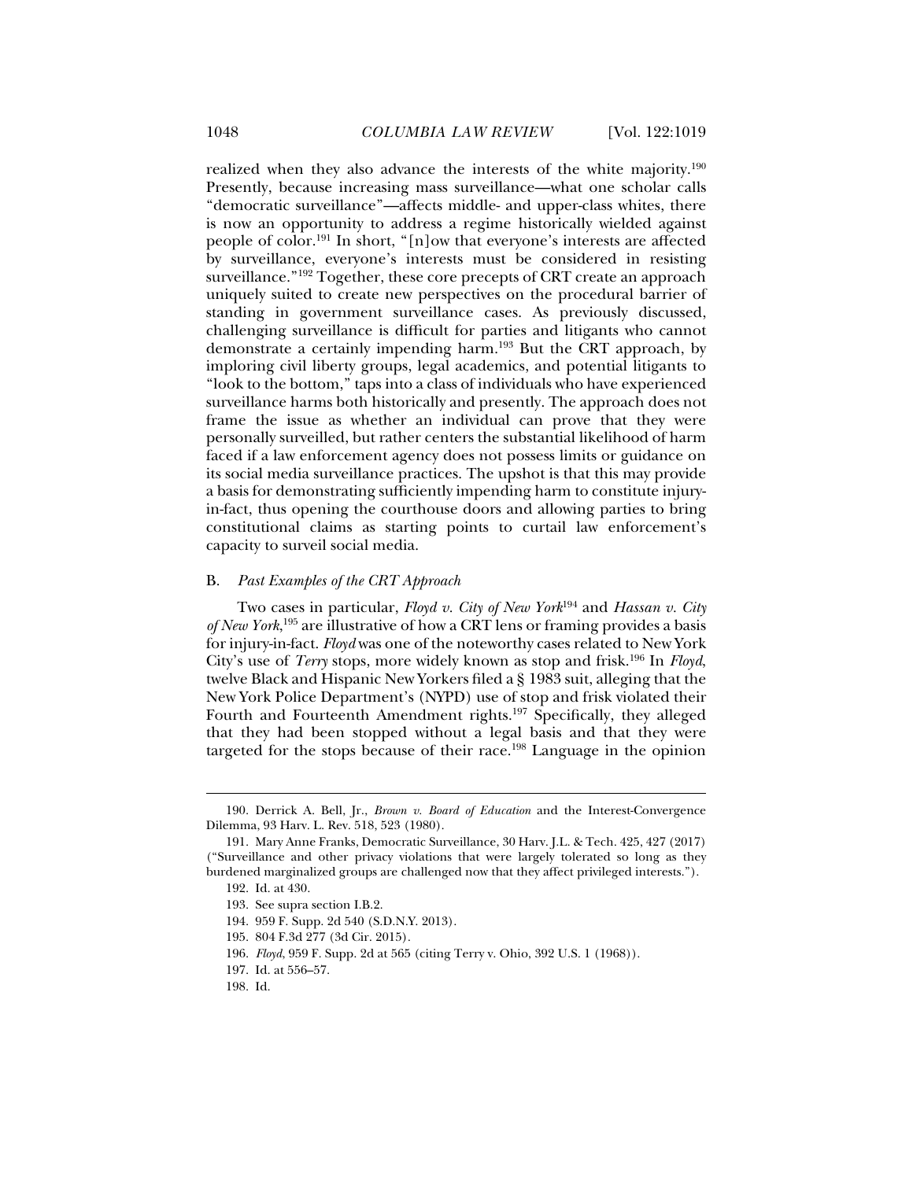realized when they also advance the interests of the white majority.[190] Presently, because increasing mass surveillance—what one scholar calls "democratic surveillance"—affects middle- and upper-class whites, there is now an opportunity to address a regime historically wielded against people of color.[191] In short, "[n]ow that everyone's interests are affected by surveillance, everyone's interests must be considered in resisting surveillance."[192] Together, these core precepts of CRT create an approach uniquely suited to create new perspectives on the procedural barrier of standing in government surveillance cases. As previously discussed, challenging surveillance is difficult for parties and litigants who cannot demonstrate a certainly impending harm.[193] But the CRT approach, by imploring civil liberty groups, legal academics, and potential litigants to "look to the bottom," taps into a class of individuals who have experienced surveillance harms both historically and presently. The approach does not frame the issue as whether an individual can prove that they were personally surveilled, but rather centers the substantial likelihood of harm faced if a law enforcement agency does not possess limits or guidance on its social media surveillance practices. The upshot is that this may provide a basis for demonstrating sufficiently impending harm to constitute injury-in-fact, thus opening the courthouse doors and allowing parties to bring constitutional claims as starting points to curtail law enforcement's capacity to surveil social media.

### B. *Past Examples of the CRT Approach*

Two cases in particular, *Floyd v. City of New York*[194] and *Hassan v. City of New York*,[195] are illustrative of how a CRT lens or framing provides a basis for injury-in-fact. *Floyd* was one of the noteworthy cases related to New York City's use of *Terry* stops, more widely known as stop and frisk.[196] In *Floyd*, twelve Black and Hispanic New Yorkers filed a § 1983 suit, alleging that the New York Police Department's (NYPD) use of stop and frisk violated their Fourth and Fourteenth Amendment rights.[197] Specifically, they alleged that they had been stopped without a legal basis and that they were targeted for the stops because of their race.[198] Language in the opinion

---

190. Derrick A. Bell, Jr., *Brown v. Board of Education* and the Interest-Convergence Dilemma, 93 Harv. L. Rev. 518, 523 (1980).

191. Mary Anne Franks, Democratic Surveillance, 30 Harv. J.L. & Tech. 425, 427 (2017) ("Surveillance and other privacy violations that were largely tolerated so long as they burdened marginalized groups are challenged now that they affect privileged interests.").

192. Id. at 430.

193. See supra section I.B.2.

194. 959 F. Supp. 2d 540 (S.D.N.Y. 2013).

195. 804 F.3d 277 (3d Cir. 2015).

196. *Floyd*, 959 F. Supp. 2d at 565 (citing Terry v. Ohio, 392 U.S. 1 (1968)).

197. Id. at 556–57.

198. Id.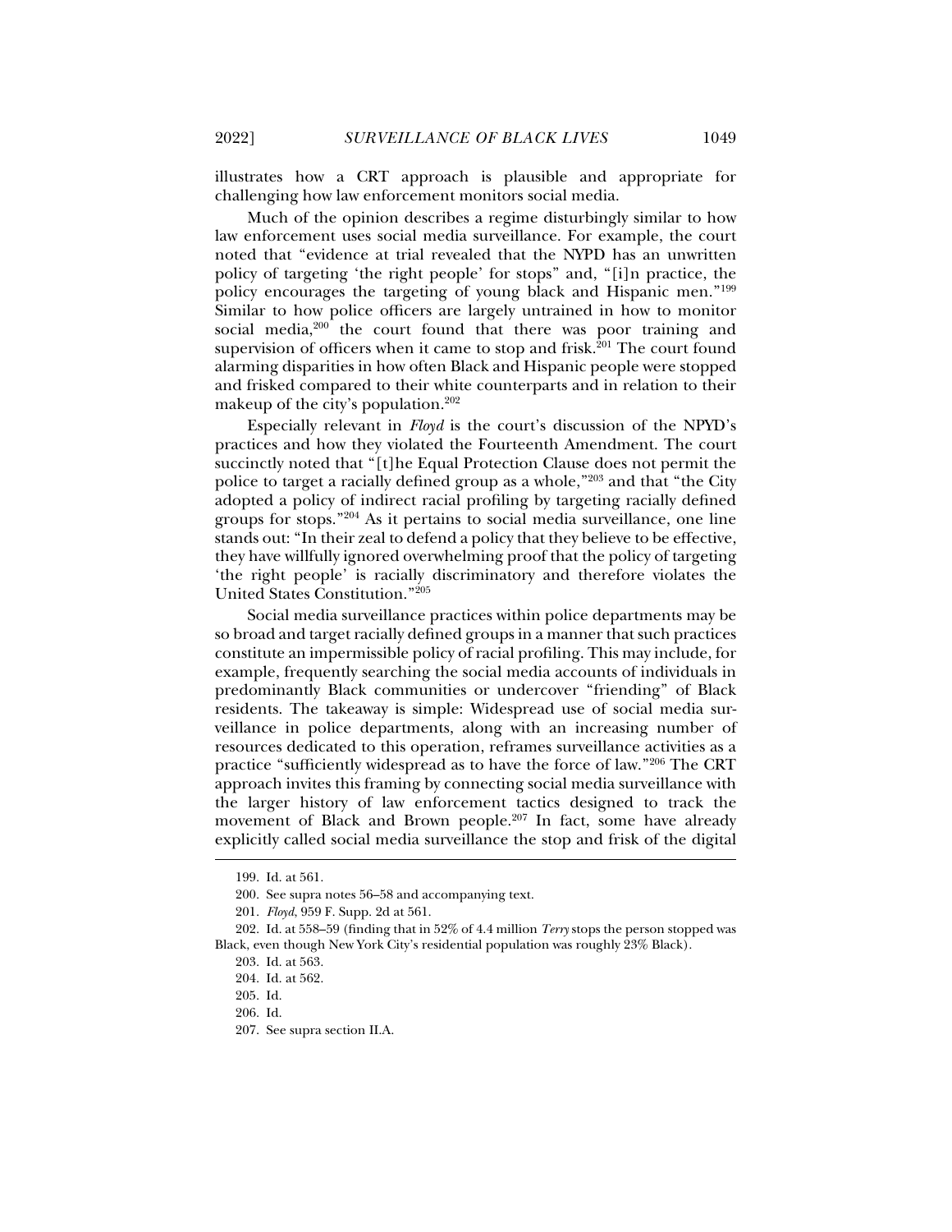illustrates how a CRT approach is plausible and appropriate for challenging how law enforcement monitors social media.

Much of the opinion describes a regime disturbingly similar to how law enforcement uses social media surveillance. For example, the court noted that "evidence at trial revealed that the NYPD has an unwritten policy of targeting 'the right people' for stops" and, "[i]n practice, the policy encourages the targeting of young black and Hispanic men."[199] Similar to how police officers are largely untrained in how to monitor social media,[200] the court found that there was poor training and supervision of officers when it came to stop and frisk.[201] The court found alarming disparities in how often Black and Hispanic people were stopped and frisked compared to their white counterparts and in relation to their makeup of the city's population.[202]

Especially relevant in *Floyd* is the court's discussion of the NPYD's practices and how they violated the Fourteenth Amendment. The court succinctly noted that "[t]he Equal Protection Clause does not permit the police to target a racially defined group as a whole,"[203] and that "the City adopted a policy of indirect racial profiling by targeting racially defined groups for stops."[204] As it pertains to social media surveillance, one line stands out: "In their zeal to defend a policy that they believe to be effective, they have willfully ignored overwhelming proof that the policy of targeting 'the right people' is racially discriminatory and therefore violates the United States Constitution."[205]

Social media surveillance practices within police departments may be so broad and target racially defined groups in a manner that such practices constitute an impermissible policy of racial profiling. This may include, for example, frequently searching the social media accounts of individuals in predominantly Black communities or undercover "friending" of Black residents. The takeaway is simple: Widespread use of social media surveillance in police departments, along with an increasing number of resources dedicated to this operation, reframes surveillance activities as a practice "sufficiently widespread as to have the force of law."[206] The CRT approach invites this framing by connecting social media surveillance with the larger history of law enforcement tactics designed to track the movement of Black and Brown people.[207] In fact, some have already explicitly called social media surveillance the stop and frisk of the digital

---

199. Id. at 561.

200. See supra notes 56–58 and accompanying text.

201. *Floyd*, 959 F. Supp. 2d at 561.

202. Id. at 558–59 (finding that in 52% of 4.4 million *Terry* stops the person stopped was Black, even though New York City's residential population was roughly 23% Black).

203. Id. at 563.

204. Id. at 562.

205. Id.

206. Id.

207. See supra section II.A.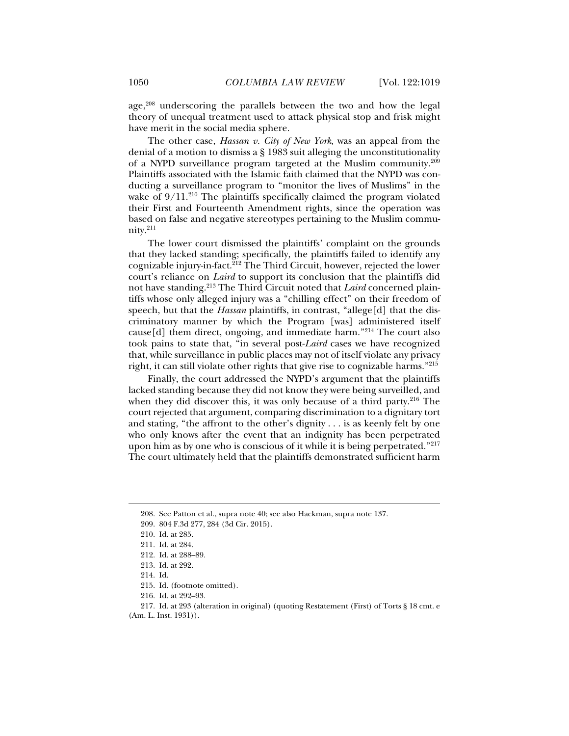age,[208] underscoring the parallels between the two and how the legal theory of unequal treatment used to attack physical stop and frisk might have merit in the social media sphere.

The other case, *Hassan v. City of New York*, was an appeal from the denial of a motion to dismiss a § 1983 suit alleging the unconstitutionality of a NYPD surveillance program targeted at the Muslim community.[209] Plaintiffs associated with the Islamic faith claimed that the NYPD was conducting a surveillance program to "monitor the lives of Muslims" in the wake of 9/11.[210] The plaintiffs specifically claimed the program violated their First and Fourteenth Amendment rights, since the operation was based on false and negative stereotypes pertaining to the Muslim community.[211]

The lower court dismissed the plaintiffs' complaint on the grounds that they lacked standing; specifically, the plaintiffs failed to identify any cognizable injury-in-fact.[212] The Third Circuit, however, rejected the lower court's reliance on *Laird* to support its conclusion that the plaintiffs did not have standing.[213] The Third Circuit noted that *Laird* concerned plaintiffs whose only alleged injury was a "chilling effect" on their freedom of speech, but that the *Hassan* plaintiffs, in contrast, "allege[d] that the discriminatory manner by which the Program [was] administered itself cause[d] them direct, ongoing, and immediate harm."[214] The court also took pains to state that, "in several post-*Laird* cases we have recognized that, while surveillance in public places may not of itself violate any privacy right, it can still violate other rights that give rise to cognizable harms."[215]

Finally, the court addressed the NYPD's argument that the plaintiffs lacked standing because they did not know they were being surveilled, and when they did discover this, it was only because of a third party.[216] The court rejected that argument, comparing discrimination to a dignitary tort and stating, "the affront to the other's dignity . . . is as keenly felt by one who only knows after the event that an indignity has been perpetrated upon him as by one who is conscious of it while it is being perpetrated."[217] The court ultimately held that the plaintiffs demonstrated sufficient harm

---

208. See Patton et al., supra note 40; see also Hackman, supra note 137.

209. 804 F.3d 277, 284 (3d Cir. 2015).

210. Id. at 285.

211. Id. at 284.

212. Id. at 288–89.

213. Id. at 292.

214. Id.

215. Id. (footnote omitted).

216. Id. at 292–93.

217. Id. at 293 (alteration in original) (quoting Restatement (First) of Torts § 18 cmt. e (Am. L. Inst. 1931)).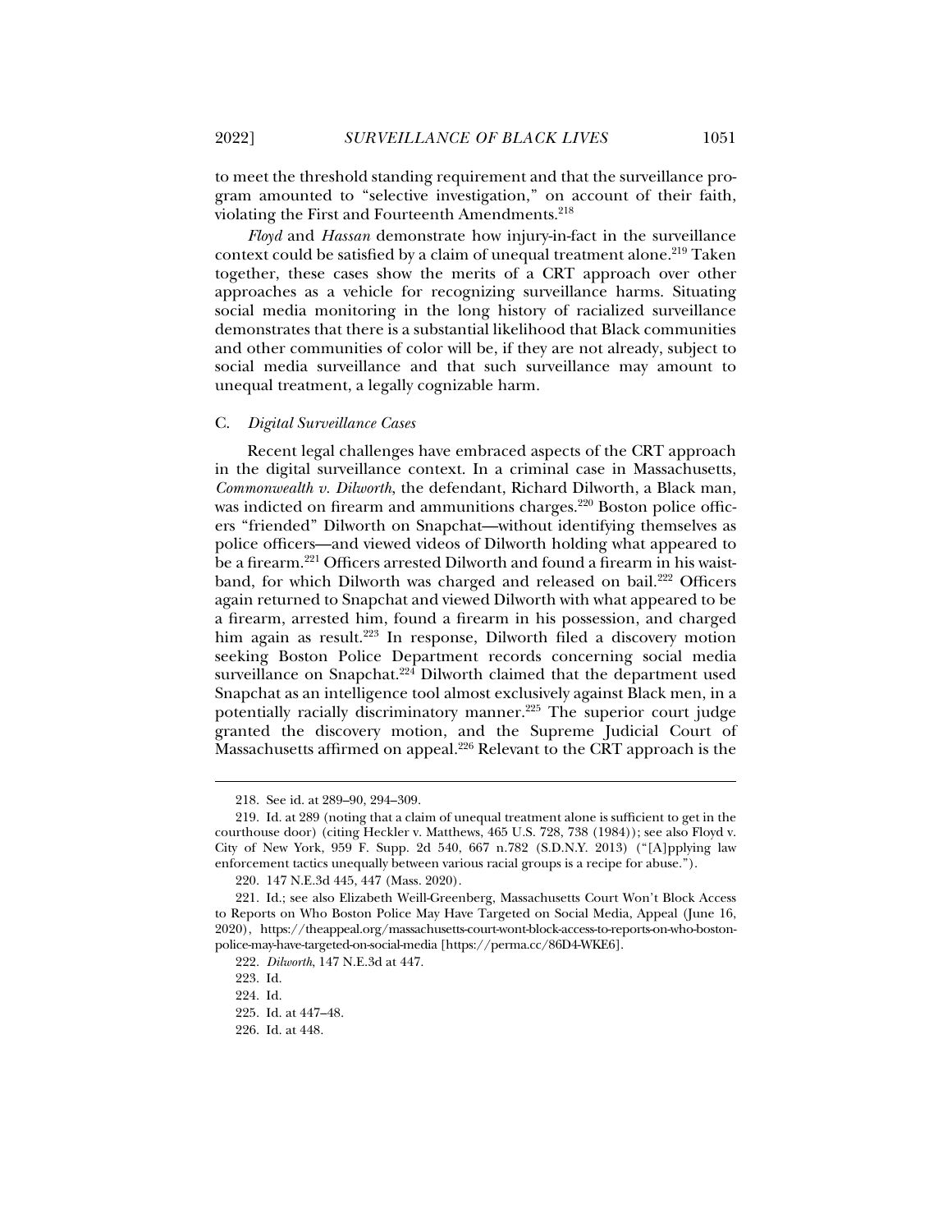to meet the threshold standing requirement and that the surveillance program amounted to "selective investigation," on account of their faith, violating the First and Fourteenth Amendments.[218]

*Floyd* and *Hassan* demonstrate how injury-in-fact in the surveillance context could be satisfied by a claim of unequal treatment alone.[219] Taken together, these cases show the merits of a CRT approach over other approaches as a vehicle for recognizing surveillance harms. Situating social media monitoring in the long history of racialized surveillance demonstrates that there is a substantial likelihood that Black communities and other communities of color will be, if they are not already, subject to social media surveillance and that such surveillance may amount to unequal treatment, a legally cognizable harm.

### C. *Digital Surveillance Cases*

Recent legal challenges have embraced aspects of the CRT approach in the digital surveillance context. In a criminal case in Massachusetts, *Commonwealth v. Dilworth*, the defendant, Richard Dilworth, a Black man, was indicted on firearm and ammunitions charges.[220] Boston police officers "friended" Dilworth on Snapchat—without identifying themselves as police officers—and viewed videos of Dilworth holding what appeared to be a firearm.[221] Officers arrested Dilworth and found a firearm in his waistband, for which Dilworth was charged and released on bail.[222] Officers again returned to Snapchat and viewed Dilworth with what appeared to be a firearm, arrested him, found a firearm in his possession, and charged him again as result.[223] In response, Dilworth filed a discovery motion seeking Boston Police Department records concerning social media surveillance on Snapchat.[224] Dilworth claimed that the department used Snapchat as an intelligence tool almost exclusively against Black men, in a potentially racially discriminatory manner.[225] The superior court judge granted the discovery motion, and the Supreme Judicial Court of Massachusetts affirmed on appeal.[226] Relevant to the CRT approach is the

---

218. See id. at 289–90, 294–309.

219. Id. at 289 (noting that a claim of unequal treatment alone is sufficient to get in the courthouse door) (citing Heckler v. Matthews, 465 U.S. 728, 738 (1984)); see also Floyd v. City of New York, 959 F. Supp. 2d 540, 667 n.782 (S.D.N.Y. 2013) ("[A]pplying law enforcement tactics unequally between various racial groups is a recipe for abuse.").

220. 147 N.E.3d 445, 447 (Mass. 2020).

221. Id.; see also Elizabeth Weill-Greenberg, Massachusetts Court Won't Block Access to Reports on Who Boston Police May Have Targeted on Social Media, Appeal (June 16, 2020), https://theappeal.org/massachusetts-court-wont-block-access-to-reports-on-who-boston-police-may-have-targeted-on-social-media [https://perma.cc/86D4-WKE6].

222. *Dilworth*, 147 N.E.3d at 447.

223. Id.

224. Id.

225. Id. at 447–48.

226. Id. at 448.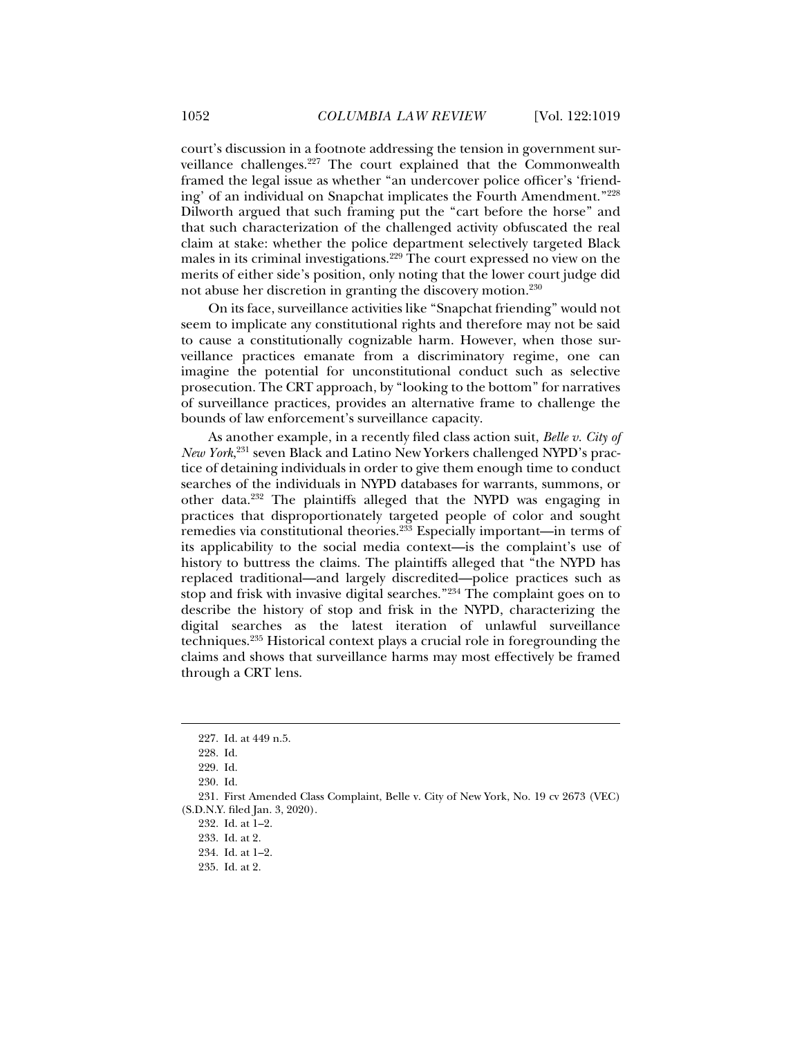court's discussion in a footnote addressing the tension in government surveillance challenges.[227] The court explained that the Commonwealth framed the legal issue as whether "an undercover police officer's 'friending' of an individual on Snapchat implicates the Fourth Amendment."[228] Dilworth argued that such framing put the "cart before the horse" and that such characterization of the challenged activity obfuscated the real claim at stake: whether the police department selectively targeted Black males in its criminal investigations.[229] The court expressed no view on the merits of either side's position, only noting that the lower court judge did not abuse her discretion in granting the discovery motion.[230]

On its face, surveillance activities like "Snapchat friending" would not seem to implicate any constitutional rights and therefore may not be said to cause a constitutionally cognizable harm. However, when those surveillance practices emanate from a discriminatory regime, one can imagine the potential for unconstitutional conduct such as selective prosecution. The CRT approach, by "looking to the bottom" for narratives of surveillance practices, provides an alternative frame to challenge the bounds of law enforcement's surveillance capacity.

As another example, in a recently filed class action suit, *Belle v. City of New York*,[231] seven Black and Latino New Yorkers challenged NYPD's practice of detaining individuals in order to give them enough time to conduct searches of the individuals in NYPD databases for warrants, summons, or other data.[232] The plaintiffs alleged that the NYPD was engaging in practices that disproportionately targeted people of color and sought remedies via constitutional theories.[233] Especially important—in terms of its applicability to the social media context—is the complaint's use of history to buttress the claims. The plaintiffs alleged that "the NYPD has replaced traditional—and largely discredited—police practices such as stop and frisk with invasive digital searches."[234] The complaint goes on to describe the history of stop and frisk in the NYPD, characterizing the digital searches as the latest iteration of unlawful surveillance techniques.[235] Historical context plays a crucial role in foregrounding the claims and shows that surveillance harms may most effectively be framed through a CRT lens.

---

227. Id. at 449 n.5.

228. Id.

229. Id.

230. Id.

231. First Amended Class Complaint, Belle v. City of New York, No. 19 cv 2673 (VEC) (S.D.N.Y. filed Jan. 3, 2020).

232. Id. at 1–2.

233. Id. at 2.

234. Id. at 1–2.

235. Id. at 2.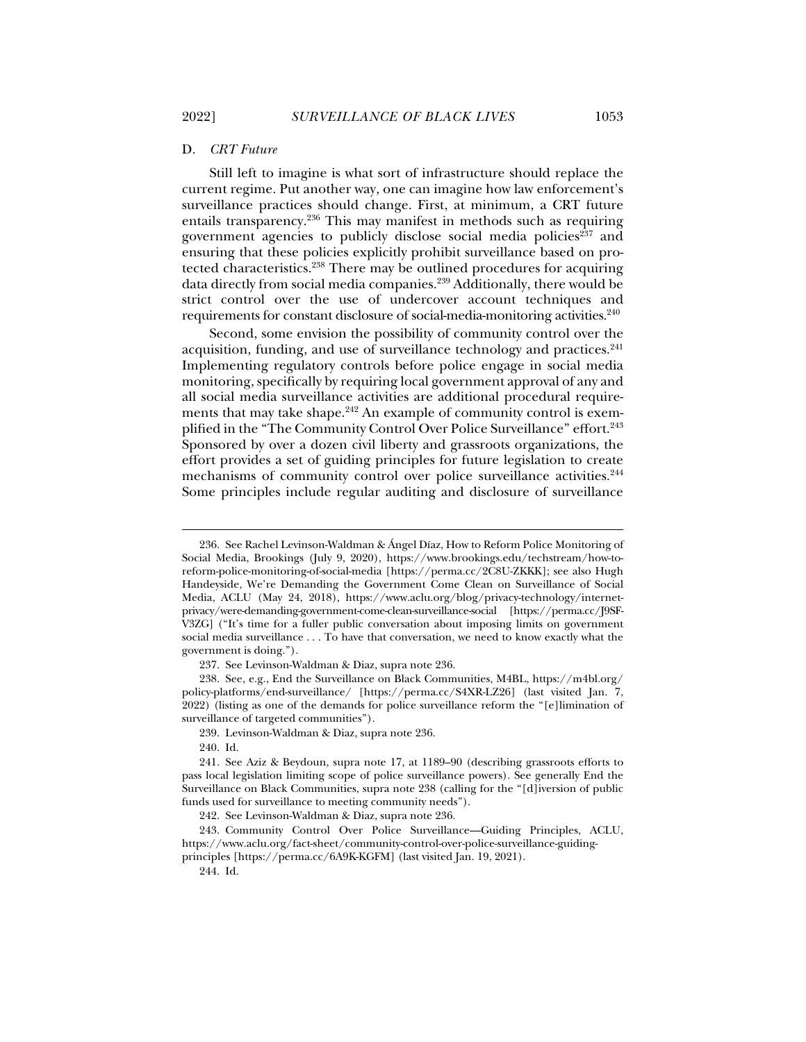### D. *CRT Future*

Still left to imagine is what sort of infrastructure should replace the current regime. Put another way, one can imagine how law enforcement's surveillance practices should change. First, at minimum, a CRT future entails transparency.[236] This may manifest in methods such as requiring government agencies to publicly disclose social media policies[237] and ensuring that these policies explicitly prohibit surveillance based on protected characteristics.[238] There may be outlined procedures for acquiring data directly from social media companies.[239] Additionally, there would be strict control over the use of undercover account techniques and requirements for constant disclosure of social-media-monitoring activities.[240]

Second, some envision the possibility of community control over the acquisition, funding, and use of surveillance technology and practices.[241] Implementing regulatory controls before police engage in social media monitoring, specifically by requiring local government approval of any and all social media surveillance activities are additional procedural requirements that may take shape.[242] An example of community control is exemplified in the "The Community Control Over Police Surveillance" effort.[243] Sponsored by over a dozen civil liberty and grassroots organizations, the effort provides a set of guiding principles for future legislation to create mechanisms of community control over police surveillance activities.[244] Some principles include regular auditing and disclosure of surveillance

---

236. See Rachel Levinson-Waldman & Ángel Díaz, How to Reform Police Monitoring of Social Media, Brookings (July 9, 2020), https://www.brookings.edu/techstream/how-to-reform-police-monitoring-of-social-media [https://perma.cc/2C8U-ZKKK]; see also Hugh Handeyside, We're Demanding the Government Come Clean on Surveillance of Social Media, ACLU (May 24, 2018), https://www.aclu.org/blog/privacy-technology/internet-privacy/were-demanding-government-come-clean-surveillance-social [https://perma.cc/J9SF-V3ZG] ("It's time for a fuller public conversation about imposing limits on government social media surveillance . . . To have that conversation, we need to know exactly what the government is doing.").

237. See Levinson-Waldman & Diaz, supra note 236.

238. See, e.g., End the Surveillance on Black Communities, M4BL, https://m4bl.org/policy-platforms/end-surveillance/ [https://perma.cc/S4XR-LZ26] (last visited Jan. 7, 2022) (listing as one of the demands for police surveillance reform the "[e]limination of surveillance of targeted communities").

239. Levinson-Waldman & Diaz, supra note 236.

240. Id.

241. See Aziz & Beydoun, supra note 17, at 1189–90 (describing grassroots efforts to pass local legislation limiting scope of police surveillance powers). See generally End the Surveillance on Black Communities, supra note 238 (calling for the "[d]iversion of public funds used for surveillance to meeting community needs").

242. See Levinson-Waldman & Diaz, supra note 236.

243. Community Control Over Police Surveillance—Guiding Principles, ACLU, https://www.aclu.org/fact-sheet/community-control-over-police-surveillance-guiding-principles [https://perma.cc/6A9K-KGFM] (last visited Jan. 19, 2021).

244. Id.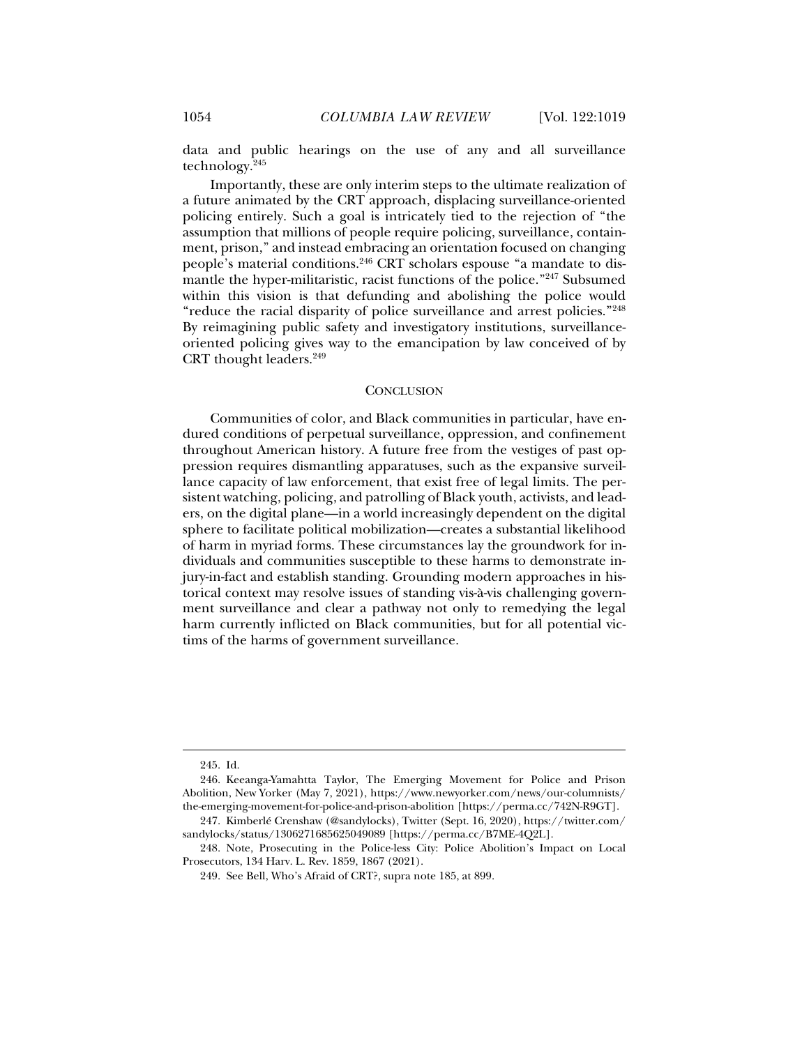data and public hearings on the use of any and all surveillance technology.[245]

Importantly, these are only interim steps to the ultimate realization of a future animated by the CRT approach, displacing surveillance-oriented policing entirely. Such a goal is intricately tied to the rejection of "the assumption that millions of people require policing, surveillance, containment, prison," and instead embracing an orientation focused on changing people's material conditions.[246] CRT scholars espouse "a mandate to dismantle the hyper-militaristic, racist functions of the police."[247] Subsumed within this vision is that defunding and abolishing the police would "reduce the racial disparity of police surveillance and arrest policies."[248] By reimagining public safety and investigatory institutions, surveillance-oriented policing gives way to the emancipation by law conceived of by CRT thought leaders.[249]

## CONCLUSION

Communities of color, and Black communities in particular, have endured conditions of perpetual surveillance, oppression, and confinement throughout American history. A future free from the vestiges of past oppression requires dismantling apparatuses, such as the expansive surveillance capacity of law enforcement, that exist free of legal limits. The persistent watching, policing, and patrolling of Black youth, activists, and leaders, on the digital plane—in a world increasingly dependent on the digital sphere to facilitate political mobilization—creates a substantial likelihood of harm in myriad forms. These circumstances lay the groundwork for individuals and communities susceptible to these harms to demonstrate injury-in-fact and establish standing. Grounding modern approaches in historical context may resolve issues of standing vis-à-vis challenging government surveillance and clear a pathway not only to remedying the legal harm currently inflicted on Black communities, but for all potential victims of the harms of government surveillance.

---

245. Id.

246. Keeanga-Yamahtta Taylor, The Emerging Movement for Police and Prison Abolition, New Yorker (May 7, 2021), https://www.newyorker.com/news/our-columnists/the-emerging-movement-for-police-and-prison-abolition [https://perma.cc/742N-R9GT].

247. Kimberlé Crenshaw (@sandylocks), Twitter (Sept. 16, 2020), https://twitter.com/sandylocks/status/1306271685625049089 [https://perma.cc/B7ME-4Q2L].

248. Note, Prosecuting in the Police-less City: Police Abolition's Impact on Local Prosecutors, 134 Harv. L. Rev. 1859, 1867 (2021).

249. See Bell, Who's Afraid of CRT?, supra note 185, at 899.